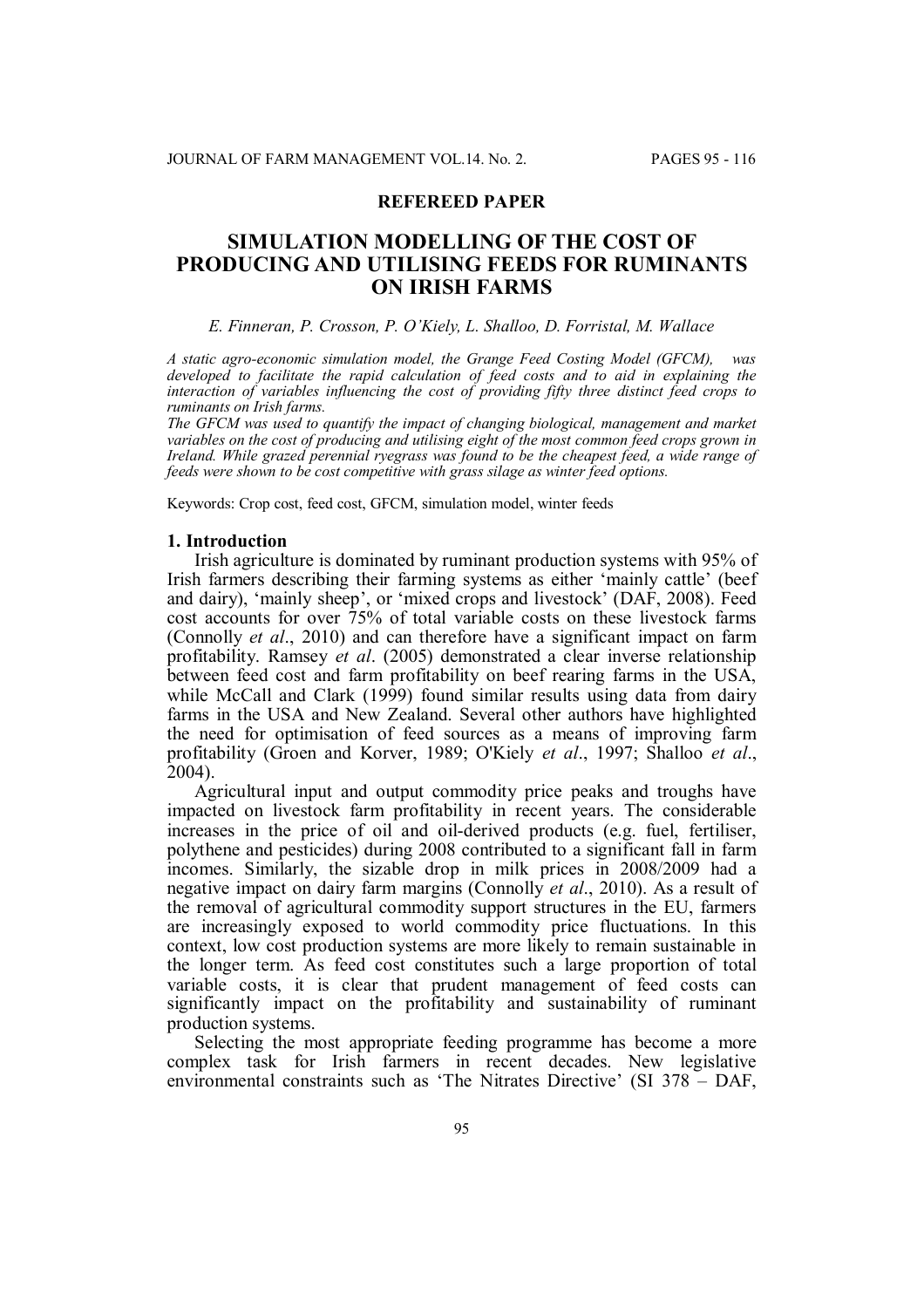**REFEREED PAPER**

# SIMULATION MODELLING OF THE COST OF PRODUCING AND UTILISING FEEDS FOR RUMINANTS ON IRISH FARMS

*E. Finneran, P. Crosson, P. O'Kiely, L. Shalloo, D. Forristal, M. Wallace*

*A static agro-economic simulation model, the Grange Feed Costing Model (GFCM), was developed to facilitate the rapid calculation of feed costs and to aid in explaining the interaction of variables influencing the cost of providing fifty three distinct feed crops to ruminants on Irish farms.*

*The GFCM was used to quantify the impact of changing biological, management and market variables on the cost of producing and utilising eight of the most common feed crops grown in Ireland. While grazed perennial ryegrass was found to be the cheapest feed, a wide range of feeds were shown to be cost competitive with grass silage as winter feed options.*

Keywords: Crop cost, feed cost, GFCM, simulation model, winter feeds

## 1. Introduction

Irish agriculture is dominated by ruminant production systems with 95% of Irish farmers describing their farming systems as either 'mainly cattle' (beef and dairy), 'mainly sheep', or 'mixed crops and livestock' (DAF, 2008). Feed cost accounts for over 75% of total variable costs on these livestock farms (Connolly *et al*., 2010) and can therefore have a significant impact on farm profitability. Ramsey *et al*. (2005) demonstrated a clear inverse relationship between feed cost and farm profitability on beef rearing farms in the USA, while McCall and Clark (1999) found similar results using data from dairy farms in the USA and New Zealand. Several other authors have highlighted the need for optimisation of feed sources as a means of improving farm profitability (Groen and Korver, 1989; O'Kiely *et al*., 1997; Shalloo *et al*., 2004).

Agricultural input and output commodity price peaks and troughs have impacted on livestock farm profitability in recent years. The considerable increases in the price of oil and oil-derived products (e.g. fuel, fertiliser, polythene and pesticides) during 2008 contributed to a significant fall in farm incomes. Similarly, the sizable drop in milk prices in 2008/2009 had a negative impact on dairy farm margins (Connolly *et al*., 2010). As a result of the removal of agricultural commodity support structures in the EU, farmers are increasingly exposed to world commodity price fluctuations. In this context, low cost production systems are more likely to remain sustainable in the longer term. As feed cost constitutes such a large proportion of total variable costs, it is clear that prudent management of feed costs can significantly impact on the profitability and sustainability of ruminant production systems.

Selecting the most appropriate feeding programme has become a more complex task for Irish farmers in recent decades. New legislative environmental constraints such as 'The Nitrates Directive' (SI 378 – DAF,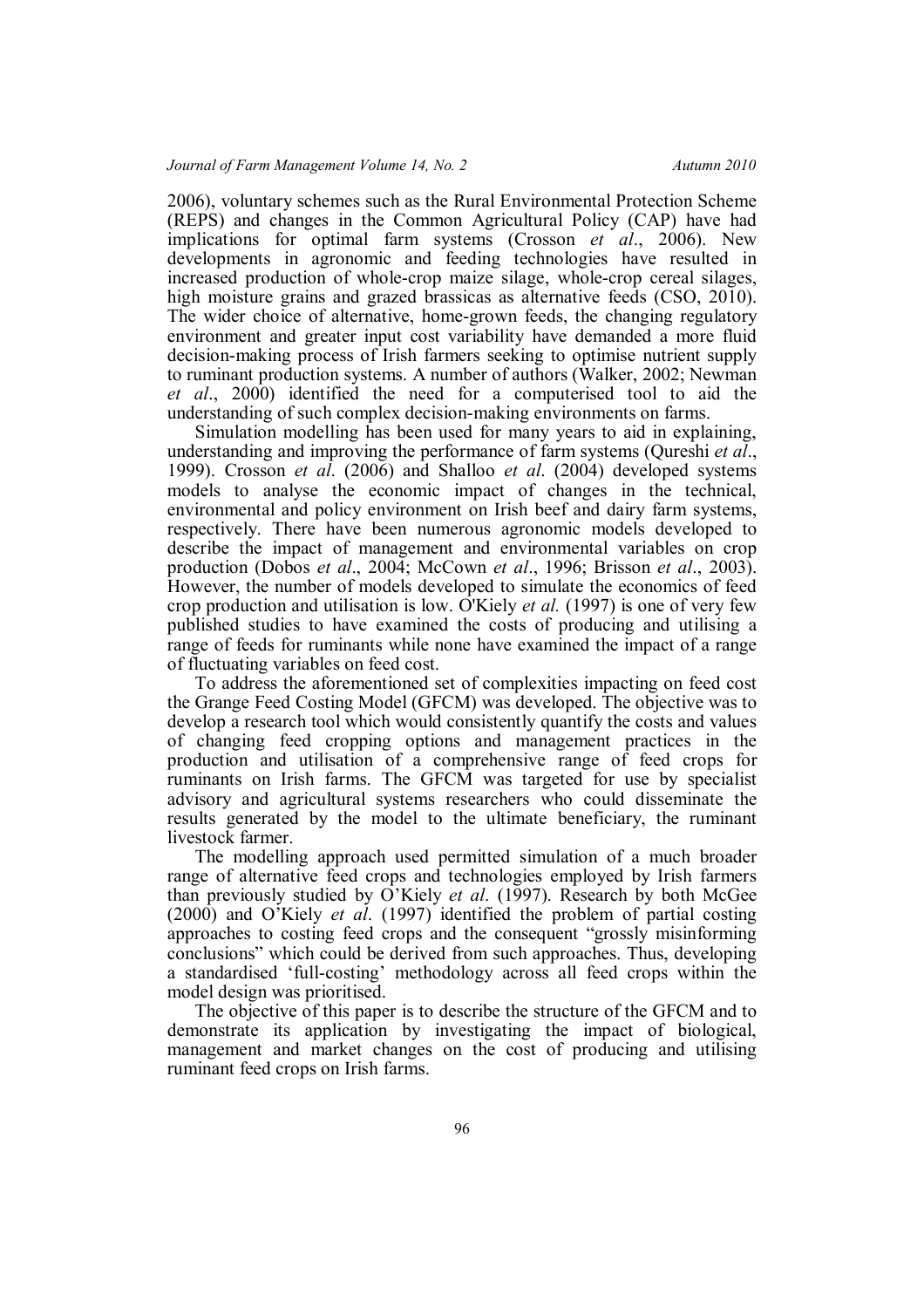2006), voluntary schemes such as the Rural Environmental Protection Scheme (REPS) and changes in the Common Agricultural Policy (CAP) have had implications for optimal farm systems (Crosson *et al*., 2006). New developments in agronomic and feeding technologies have resulted in increased production of whole-crop maize silage, whole-crop cereal silages, high moisture grains and grazed brassicas as alternative feeds (CSO, 2010). The wider choice of alternative, home-grown feeds, the changing regulatory environment and greater input cost variability have demanded a more fluid decision-making process of Irish farmers seeking to optimise nutrient supply to ruminant production systems. A number of authors (Walker, 2002; Newman *et al*., 2000) identified the need for a computerised tool to aid the understanding of such complex decision-making environments on farms.

Simulation modelling has been used for many years to aid in explaining, understanding and improving the performance of farm systems (Qureshi *et al*., 1999). Crosson *et al*. (2006) and Shalloo *et al*. (2004) developed systems models to analyse the economic impact of changes in the technical, environmental and policy environment on Irish beef and dairy farm systems, respectively. There have been numerous agronomic models developed to describe the impact of management and environmental variables on crop production (Dobos *et al*., 2004; McCown *et al*., 1996; Brisson *et al*., 2003). However, the number of models developed to simulate the economics of feed crop production and utilisation is low. O'Kiely *et al.* (1997) is one of very few published studies to have examined the costs of producing and utilising a range of feeds for ruminants while none have examined the impact of a range of fluctuating variables on feed cost.

To address the aforementioned set of complexities impacting on feed cost the Grange Feed Costing Model (GFCM) was developed. The objective was to develop a research tool which would consistently quantify the costs and values of changing feed cropping options and management practices in the production and utilisation of a comprehensive range of feed crops for ruminants on Irish farms. The GFCM was targeted for use by specialist advisory and agricultural systems researchers who could disseminate the results generated by the model to the ultimate beneficiary, the ruminant livestock farmer.

The modelling approach used permitted simulation of a much broader range of alternative feed crops and technologies employed by Irish farmers than previously studied by O'Kiely *et al*. (1997). Research by both McGee (2000) and O'Kiely *et al*. (1997) identified the problem of partial costing approaches to costing feed crops and the consequent "grossly misinforming conclusions" which could be derived from such approaches. Thus, developing a standardised 'full-costing' methodology across all feed crops within the model design was prioritised.

The objective of this paper is to describe the structure of the GFCM and to demonstrate its application by investigating the impact of biological, management and market changes on the cost of producing and utilising ruminant feed crops on Irish farms.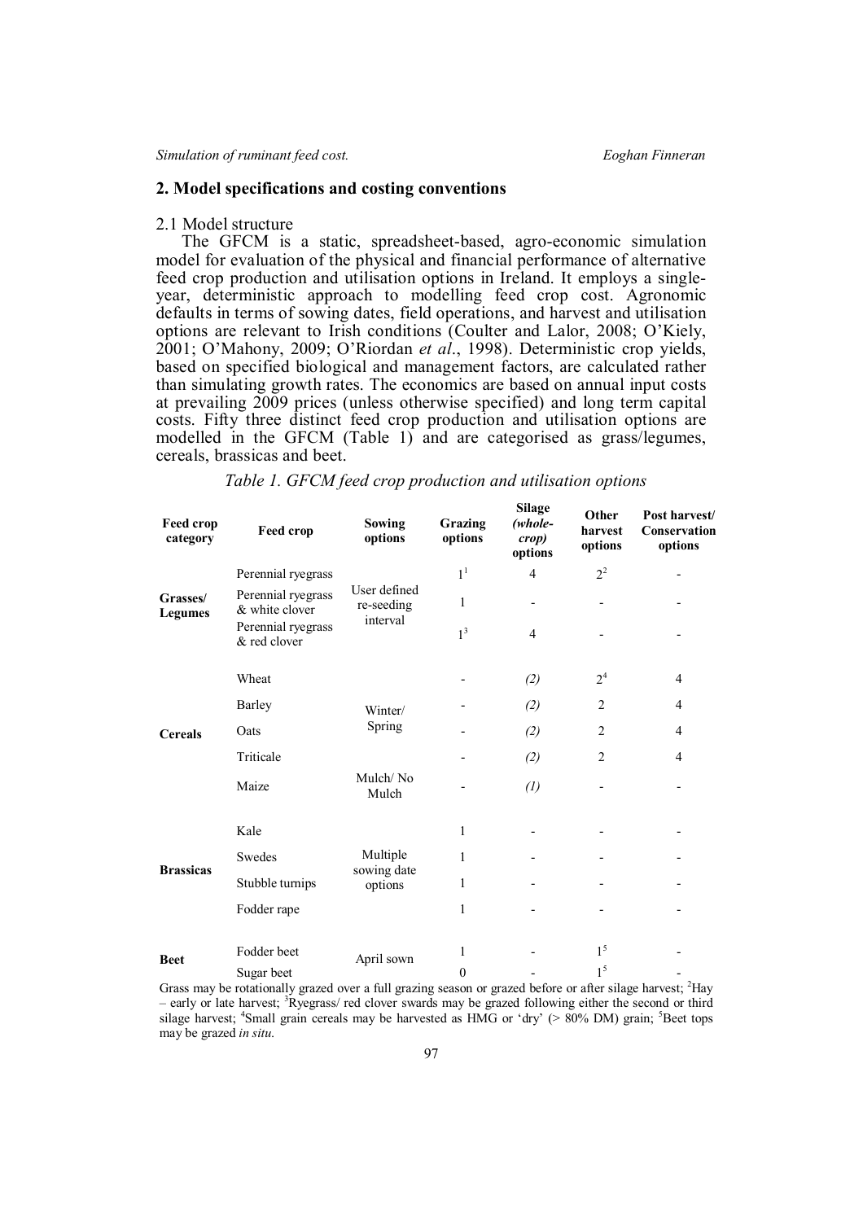## 2. Model specifications and costing conventions

### 2.1 Model structure

The GFCM is a static, spreadsheet-based, agro-economic simulation model for evaluation of the physical and financial performance of alternative feed crop production and utilisation options in Ireland. It employs a single-year, deterministic approach to modelling feed crop cost. Agronomic defaults in terms of sowing dates, field operations, and harvest and utilisation options are relevant to Irish conditions (Coulter and Lalor, 2008; O'Kiely, 2001; O'Mahony, 2009; O'Riordan *et al*., 1998). Deterministic crop yields, based on specified biological and management factors, are calculated rather than simulating growth rates. The economics are based on annual input costs at prevailing 2009 prices (unless otherwise specified) and long term capital costs. Fifty three distinct feed crop production and utilisation options are modelled in the GFCM (Table 1) and are categorised as grass/legumes, cereals, brassicas and beet.

*Table 1. GFCM feed crop production and utilisation options*

| Feed crop category | Feed crop | Sowing options | Grazing options | Silage *(whole-crop)* options | Other harvest options | Post harvest/ Conservation options |
|---|---|---|---|---|---|---|
| **Grasses/ Legumes** | Perennial ryegrass | User defined re-seeding interval | 1[1] | 4 | 2[2] | - |
| | Perennial ryegrass & white clover | | 1 | - | - | - |
| | Perennial ryegrass & red clover | | 1[3] | 4 | - | - |
| **Cereals** | Wheat | Winter/ Spring | - | *(2)* | 2[4] | 4 |
| | Barley | | - | *(2)* | 2 | 4 |
| | Oats | | - | *(2)* | 2 | 4 |
| | Triticale | | - | *(2)* | 2 | 4 |
| | Maize | Mulch/ No Mulch | - | *(1)* | - | - |
| **Brassicas** | Kale | Multiple sowing date options | 1 | - | - | - |
| | Swedes | | 1 | - | - | - |
| | Stubble turnips | | 1 | - | - | - |
| | Fodder rape | | 1 | - | - | - |
| **Beet** | Fodder beet | April sown | 1 | - | 1[5] | - |
| | Sugar beet | | 0 | - | 1[5] | - |

Grass may be rotationally grazed over a full grazing season or grazed before or after silage harvest; [2]Hay – early or late harvest; [3]Ryegrass/ red clover swards may be grazed following either the second or third silage harvest; [4]Small grain cereals may be harvested as HMG or 'dry' (> 80% DM) grain; [5]Beet tops may be grazed *in situ*.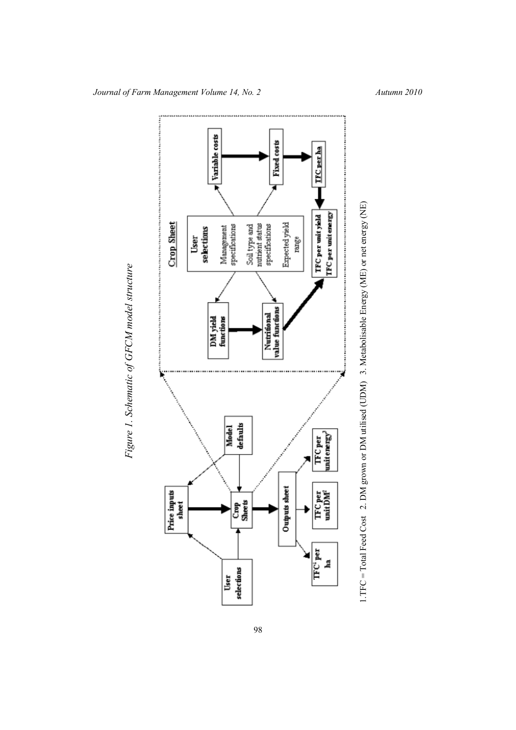*Figure 1. Schematic of GFCM model structure*

1.TFC = Total Feed Cost 2. DM grown or DM utilised (UDM) 3. Metabolisable Energy (ME) or net energy (NE)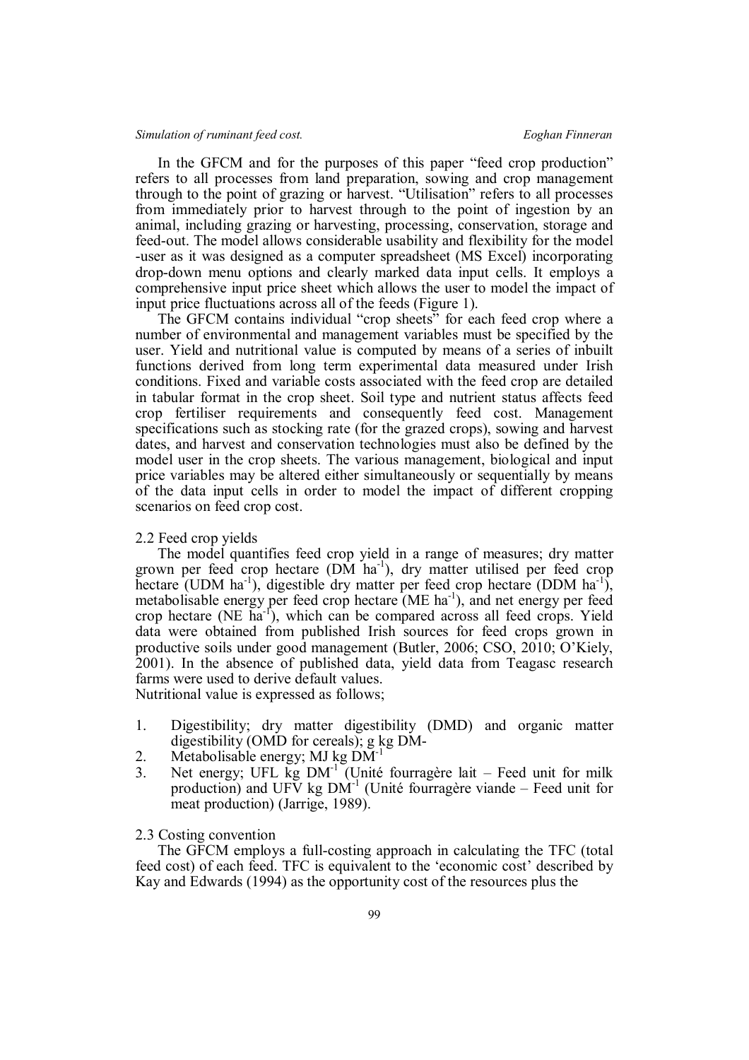In the GFCM and for the purposes of this paper "feed crop production" refers to all processes from land preparation, sowing and crop management through to the point of grazing or harvest. "Utilisation" refers to all processes from immediately prior to harvest through to the point of ingestion by an animal, including grazing or harvesting, processing, conservation, storage and feed-out. The model allows considerable usability and flexibility for the model -user as it was designed as a computer spreadsheet (MS Excel) incorporating drop-down menu options and clearly marked data input cells. It employs a comprehensive input price sheet which allows the user to model the impact of input price fluctuations across all of the feeds (Figure 1).

The GFCM contains individual "crop sheets" for each feed crop where a number of environmental and management variables must be specified by the user. Yield and nutritional value is computed by means of a series of inbuilt functions derived from long term experimental data measured under Irish conditions. Fixed and variable costs associated with the feed crop are detailed in tabular format in the crop sheet. Soil type and nutrient status affects feed crop fertiliser requirements and consequently feed cost. Management specifications such as stocking rate (for the grazed crops), sowing and harvest dates, and harvest and conservation technologies must also be defined by the model user in the crop sheets. The various management, biological and input price variables may be altered either simultaneously or sequentially by means of the data input cells in order to model the impact of different cropping scenarios on feed crop cost.

## 2.2 Feed crop yields

The model quantifies feed crop yield in a range of measures; dry matter grown per feed crop hectare (DM $ha^{-1}$), dry matter utilised per feed crop hectare (UDM $ha^{-1}$), digestible dry matter per feed crop hectare (DDM $ha^{-1}$), metabolisable energy per feed crop hectare (ME $ha^{-1}$), and net energy per feed crop hectare (NE $ha^{-1}$), which can be compared across all feed crops. Yield data were obtained from published Irish sources for feed crops grown in productive soils under good management (Butler, 2006; CSO, 2010; O'Kiely, 2001). In the absence of published data, yield data from Teagasc research farms were used to derive default values.

Nutritional value is expressed as follows;

1. Digestibility; dry matter digestibility (DMD) and organic matter digestibility (OMD for cereals); g kg DM-
2. Metabolisable energy; MJ kg $DM^{-1}$
3. Net energy; UFL kg $DM^{-1}$ (Unité fourragère lait – Feed unit for milk production) and UFV kg $DM^{-1}$ (Unité fourragère viande – Feed unit for meat production) (Jarrige, 1989).

## 2.3 Costing convention

The GFCM employs a full-costing approach in calculating the TFC (total feed cost) of each feed. TFC is equivalent to the 'economic cost' described by Kay and Edwards (1994) as the opportunity cost of the resources plus the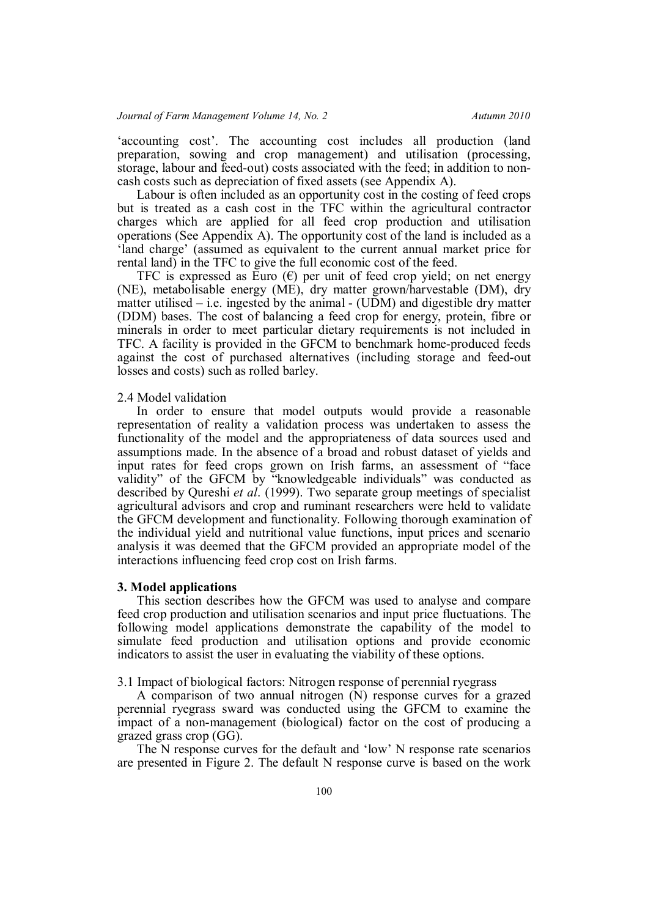'accounting cost'. The accounting cost includes all production (land preparation, sowing and crop management) and utilisation (processing, storage, labour and feed-out) costs associated with the feed; in addition to non-cash costs such as depreciation of fixed assets (see Appendix A).

Labour is often included as an opportunity cost in the costing of feed crops but is treated as a cash cost in the TFC within the agricultural contractor charges which are applied for all feed crop production and utilisation operations (See Appendix A). The opportunity cost of the land is included as a 'land charge' (assumed as equivalent to the current annual market price for rental land) in the TFC to give the full economic cost of the feed.

TFC is expressed as Euro (€) per unit of feed crop yield; on net energy (NE), metabolisable energy (ME), dry matter grown/harvestable (DM), dry matter utilised – i.e. ingested by the animal - (UDM) and digestible dry matter (DDM) bases. The cost of balancing a feed crop for energy, protein, fibre or minerals in order to meet particular dietary requirements is not included in TFC. A facility is provided in the GFCM to benchmark home-produced feeds against the cost of purchased alternatives (including storage and feed-out losses and costs) such as rolled barley.

### 2.4 Model validation

In order to ensure that model outputs would provide a reasonable representation of reality a validation process was undertaken to assess the functionality of the model and the appropriateness of data sources used and assumptions made. In the absence of a broad and robust dataset of yields and input rates for feed crops grown on Irish farms, an assessment of "face validity" of the GFCM by "knowledgeable individuals" was conducted as described by Qureshi *et al*. (1999). Two separate group meetings of specialist agricultural advisors and crop and ruminant researchers were held to validate the GFCM development and functionality. Following thorough examination of the individual yield and nutritional value functions, input prices and scenario analysis it was deemed that the GFCM provided an appropriate model of the interactions influencing feed crop cost on Irish farms.

## 3. Model applications

This section describes how the GFCM was used to analyse and compare feed crop production and utilisation scenarios and input price fluctuations. The following model applications demonstrate the capability of the model to simulate feed production and utilisation options and provide economic indicators to assist the user in evaluating the viability of these options.

### 3.1 Impact of biological factors: Nitrogen response of perennial ryegrass

A comparison of two annual nitrogen (N) response curves for a grazed perennial ryegrass sward was conducted using the GFCM to examine the impact of a non-management (biological) factor on the cost of producing a grazed grass crop (GG).

The N response curves for the default and 'low' N response rate scenarios are presented in Figure 2. The default N response curve is based on the work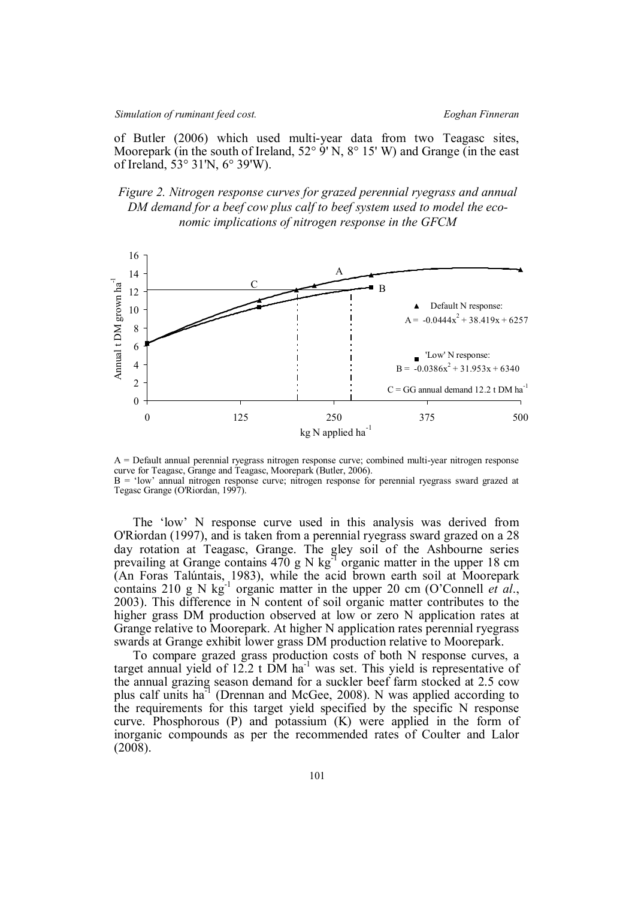of Butler (2006) which used multi-year data from two Teagasc sites, Moorepark (in the south of Ireland, 52° 9' N, 8° 15' W) and Grange (in the east of Ireland, 53° 31'N, 6° 39'W).

*Figure 2. Nitrogen response curves for grazed perennial ryegrass and annual DM demand for a beef cow plus calf to beef system used to model the economic implications of nitrogen response in the GFCM*

▲ Default N response: $A = -0.0444x^2 + 38.419x + 6257$

■ 'Low' N response: $B = -0.0386x^2 + 31.953x + 6340$

C = GG annual demand 12.2 t DM ha$^{-1}$

A = Default annual perennial ryegrass nitrogen response curve; combined multi-year nitrogen response curve for Teagasc, Grange and Teagasc, Moorepark (Butler, 2006).
B = 'low' annual nitrogen response curve; nitrogen response for perennial ryegrass sward grazed at Tegasc Grange (O'Riordan, 1997).

The 'low' N response curve used in this analysis was derived from O'Riordan (1997), and is taken from a perennial ryegrass sward grazed on a 28 day rotation at Teagasc, Grange. The gley soil of the Ashbourne series prevailing at Grange contains 470 g N kg$^{-1}$ organic matter in the upper 18 cm (An Foras Talúntais, 1983), while the acid brown earth soil at Moorepark contains 210 g N kg$^{-1}$ organic matter in the upper 20 cm (O'Connell *et al.*, 2003). This difference in N content of soil organic matter contributes to the higher grass DM production observed at low or zero N application rates at Grange relative to Moorepark. At higher N application rates perennial ryegrass swards at Grange exhibit lower grass DM production relative to Moorepark.

To compare grazed grass production costs of both N response curves, a target annual yield of 12.2 t DM ha$^{-1}$ was set. This yield is representative of the annual grazing season demand for a suckler beef farm stocked at 2.5 cow plus calf units ha$^{-1}$ (Drennan and McGee, 2008). N was applied according to the requirements for this target yield specified by the specific N response curve. Phosphorous (P) and potassium (K) were applied in the form of inorganic compounds as per the recommended rates of Coulter and Lalor (2008).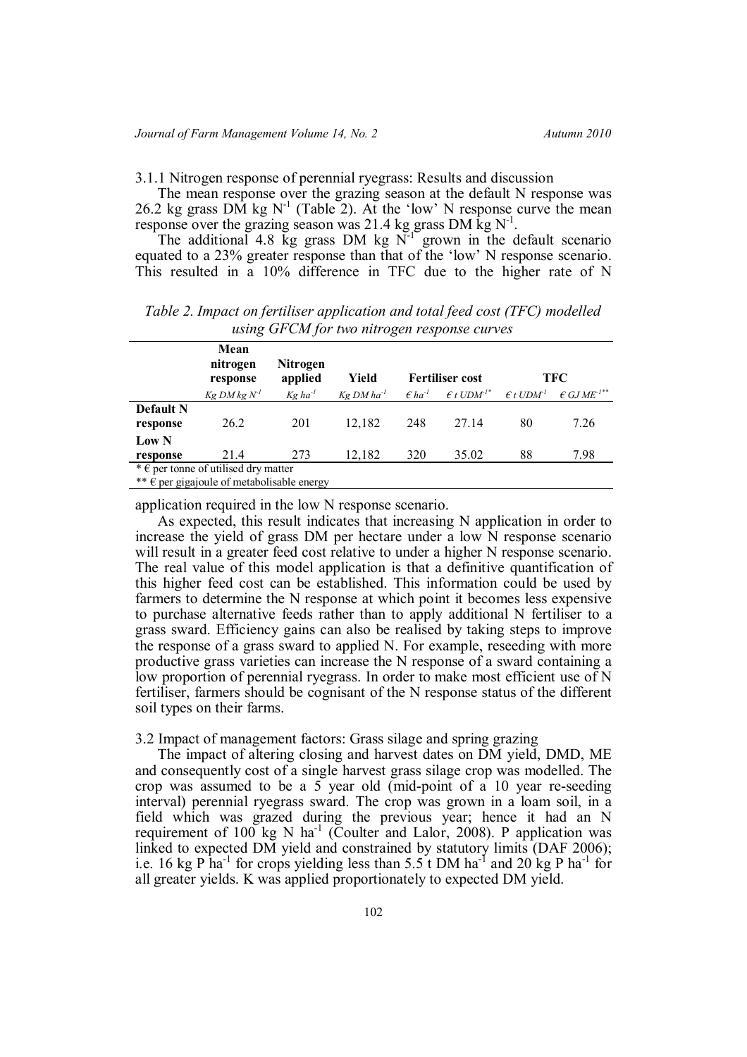3.1.1 Nitrogen response of perennial ryegrass: Results and discussion

The mean response over the grazing season at the default N response was 26.2 kg grass DM kg $N^{-1}$ (Table 2). At the 'low' N response curve the mean response over the grazing season was 21.4 kg grass DM kg $N^{-1}$.

The additional 4.8 kg grass DM kg $N^{-1}$ grown in the default scenario equated to a 23% greater response than that of the 'low' N response scenario. This resulted in a 10% difference in TFC due to the higher rate of N application required in the low N response scenario.

*Table 2. Impact on fertiliser application and total feed cost (TFC) modelled using GFCM for two nitrogen response curves*

| | Mean nitrogen response | Nitrogen applied | Yield | Fertiliser cost | | TFC | |
|---|---|---|---|---|---|---|---|
| | *Kg DM kg $N^{-1}$* | *Kg $ha^{-1}$* | *Kg DM $ha^{-1}$* | *€ $ha^{-1}$* | *€ t $UDM^{-1}$\** | *€ t $UDM^{-1}$* | *€ GJ $ME^{-1}$\*\** |
| **Default N response** | 26.2 | 201 | 12,182 | 248 | 27.14 | 80 | 7.26 |
| **Low N response** | 21.4 | 273 | 12,182 | 320 | 35.02 | 88 | 7.98 |

\* € per tonne of utilised dry matter
\*\* € per gigajoule of metabolisable energy

As expected, this result indicates that increasing N application in order to increase the yield of grass DM per hectare under a low N response scenario will result in a greater feed cost relative to under a higher N response scenario. The real value of this model application is that a definitive quantification of this higher feed cost can be established. This information could be used by farmers to determine the N response at which point it becomes less expensive to purchase alternative feeds rather than to apply additional N fertiliser to a grass sward. Efficiency gains can also be realised by taking steps to improve the response of a grass sward to applied N. For example, reseeding with more productive grass varieties can increase the N response of a sward containing a low proportion of perennial ryegrass. In order to make most efficient use of N fertiliser, farmers should be cognisant of the N response status of the different soil types on their farms.

3.2 Impact of management factors: Grass silage and spring grazing

The impact of altering closing and harvest dates on DM yield, DMD, ME and consequently cost of a single harvest grass silage crop was modelled. The crop was assumed to be a 5 year old (mid-point of a 10 year re-seeding interval) perennial ryegrass sward. The crop was grown in a loam soil, in a field which was grazed during the previous year; hence it had an N requirement of 100 kg N $ha^{-1}$ (Coulter and Lalor, 2008). P application was linked to expected DM yield and constrained by statutory limits (DAF 2006); i.e. 16 kg P $ha^{-1}$ for crops yielding less than 5.5 t DM $ha^{-1}$ and 20 kg P $ha^{-1}$ for all greater yields. K was applied proportionately to expected DM yield.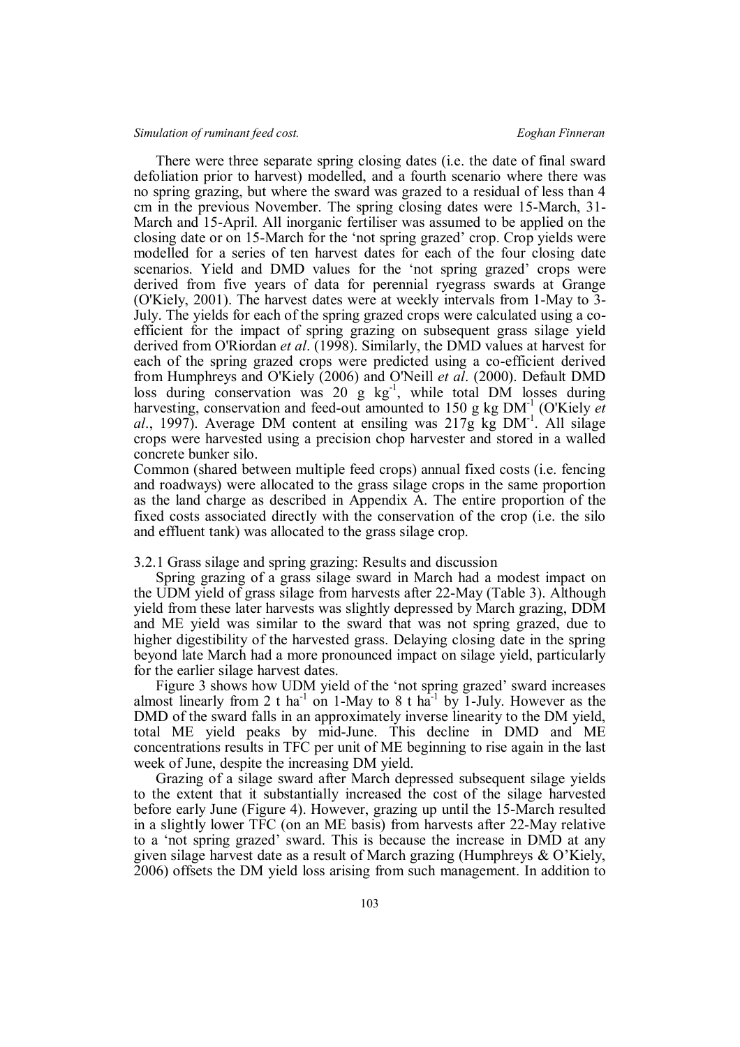There were three separate spring closing dates (i.e. the date of final sward defoliation prior to harvest) modelled, and a fourth scenario where there was no spring grazing, but where the sward was grazed to a residual of less than 4 cm in the previous November. The spring closing dates were 15-March, 31-March and 15-April. All inorganic fertiliser was assumed to be applied on the closing date or on 15-March for the 'not spring grazed' crop. Crop yields were modelled for a series of ten harvest dates for each of the four closing date scenarios. Yield and DMD values for the 'not spring grazed' crops were derived from five years of data for perennial ryegrass swards at Grange (O'Kiely, 2001). The harvest dates were at weekly intervals from 1-May to 3-July. The yields for each of the spring grazed crops were calculated using a co-efficient for the impact of spring grazing on subsequent grass silage yield derived from O'Riordan *et al*. (1998). Similarly, the DMD values at harvest for each of the spring grazed crops were predicted using a co-efficient derived from Humphreys and O'Kiely (2006) and O'Neill *et al*. (2000). Default DMD loss during conservation was 20 g $kg^{-1}$, while total DM losses during harvesting, conservation and feed-out amounted to 150 g kg $DM^{-1}$ (O'Kiely *et al*., 1997). Average DM content at ensiling was 217g kg $DM^{-1}$. All silage crops were harvested using a precision chop harvester and stored in a walled concrete bunker silo.

Common (shared between multiple feed crops) annual fixed costs (i.e. fencing and roadways) were allocated to the grass silage crops in the same proportion as the land charge as described in Appendix A. The entire proportion of the fixed costs associated directly with the conservation of the crop (i.e. the silo and effluent tank) was allocated to the grass silage crop.

### 3.2.1 Grass silage and spring grazing: Results and discussion

Spring grazing of a grass silage sward in March had a modest impact on the UDM yield of grass silage from harvests after 22-May (Table 3). Although yield from these later harvests was slightly depressed by March grazing, DDM and ME yield was similar to the sward that was not spring grazed, due to higher digestibility of the harvested grass. Delaying closing date in the spring beyond late March had a more pronounced impact on silage yield, particularly for the earlier silage harvest dates.

Figure 3 shows how UDM yield of the 'not spring grazed' sward increases almost linearly from 2 t $ha^{-1}$ on 1-May to 8 t $ha^{-1}$ by 1-July. However as the DMD of the sward falls in an approximately inverse linearity to the DM yield, total ME yield peaks by mid-June. This decline in DMD and ME concentrations results in TFC per unit of ME beginning to rise again in the last week of June, despite the increasing DM yield.

Grazing of a silage sward after March depressed subsequent silage yields to the extent that it substantially increased the cost of the silage harvested before early June (Figure 4). However, grazing up until the 15-March resulted in a slightly lower TFC (on an ME basis) from harvests after 22-May relative to a 'not spring grazed' sward. This is because the increase in DMD at any given silage harvest date as a result of March grazing (Humphreys & O'Kiely, 2006) offsets the DM yield loss arising from such management. In addition to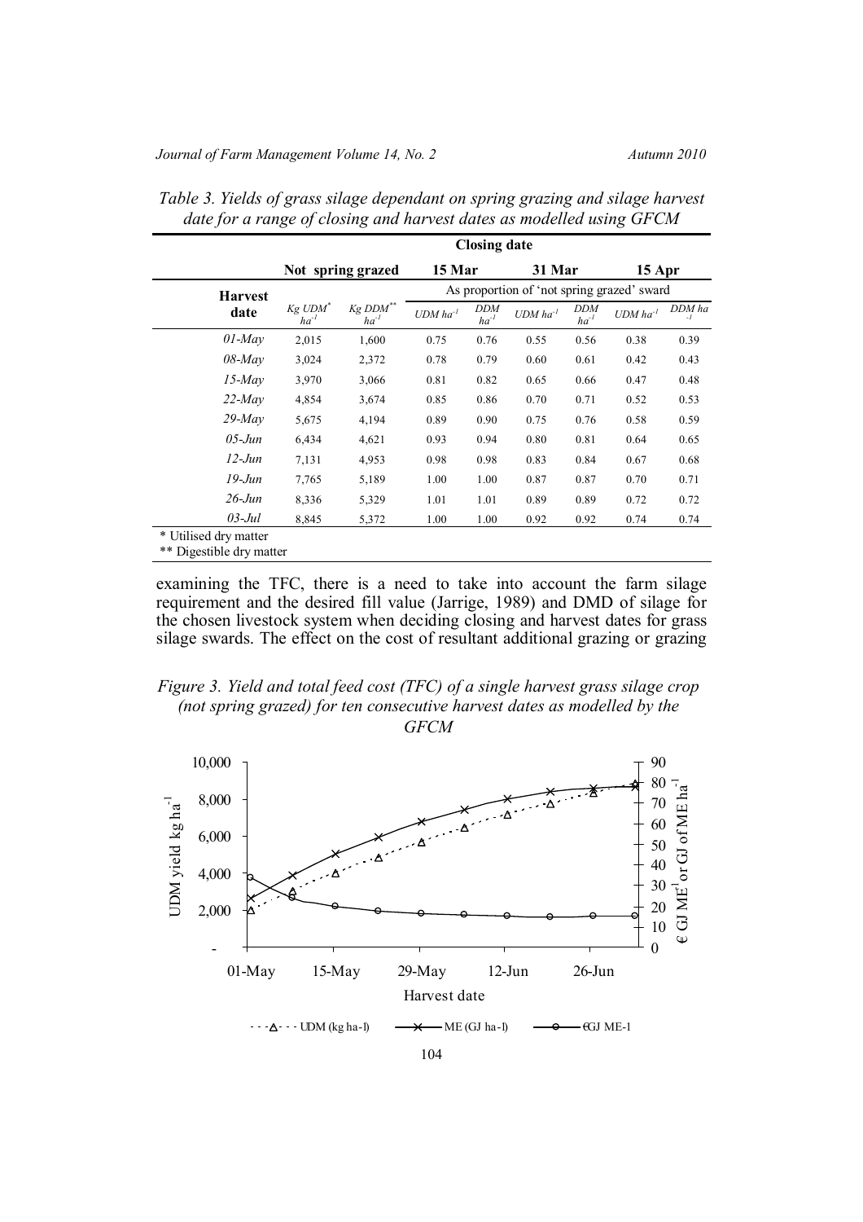*Table 3. Yields of grass silage dependant on spring grazing and silage harvest date for a range of closing and harvest dates as modelled using GFCM*

| | Closing date | | | | | | | |
|---|---|---|---|---|---|---|---|---|
| | Not spring grazed | | 15 Mar | | 31 Mar | | 15 Apr | |
| **Harvest date** | | | As proportion of 'not spring grazed' sward | | | | | |
| | Kg UDM* $ha^{-1}$ | Kg DDM** $ha^{-1}$ | UDM $ha^{-1}$ | DDM $ha^{-1}$ | UDM $ha^{-1}$ | DDM $ha^{-1}$ | UDM $ha^{-1}$ | DDM $ha^{-1}$ |
| *01-May* | 2,015 | 1,600 | 0.75 | 0.76 | 0.55 | 0.56 | 0.38 | 0.39 |
| *08-May* | 3,024 | 2,372 | 0.78 | 0.79 | 0.60 | 0.61 | 0.42 | 0.43 |
| *15-May* | 3,970 | 3,066 | 0.81 | 0.82 | 0.65 | 0.66 | 0.47 | 0.48 |
| *22-May* | 4,854 | 3,674 | 0.85 | 0.86 | 0.70 | 0.71 | 0.52 | 0.53 |
| *29-May* | 5,675 | 4,194 | 0.89 | 0.90 | 0.75 | 0.76 | 0.58 | 0.59 |
| *05-Jun* | 6,434 | 4,621 | 0.93 | 0.94 | 0.80 | 0.81 | 0.64 | 0.65 |
| *12-Jun* | 7,131 | 4,953 | 0.98 | 0.98 | 0.83 | 0.84 | 0.67 | 0.68 |
| *19-Jun* | 7,765 | 5,189 | 1.00 | 1.00 | 0.87 | 0.87 | 0.70 | 0.71 |
| *26-Jun* | 8,336 | 5,329 | 1.01 | 1.01 | 0.89 | 0.89 | 0.72 | 0.72 |
| *03-Jul* | 8,845 | 5,372 | 1.00 | 1.00 | 0.92 | 0.92 | 0.74 | 0.74 |

\* Utilised dry matter
\*\* Digestible dry matter

examining the TFC, there is a need to take into account the farm silage requirement and the desired fill value (Jarrige, 1989) and DMD of silage for the chosen livestock system when deciding closing and harvest dates for grass silage swards. The effect on the cost of resultant additional grazing or grazing

*Figure 3. Yield and total feed cost (TFC) of a single harvest grass silage crop (not spring grazed) for ten consecutive harvest dates as modelled by the GFCM*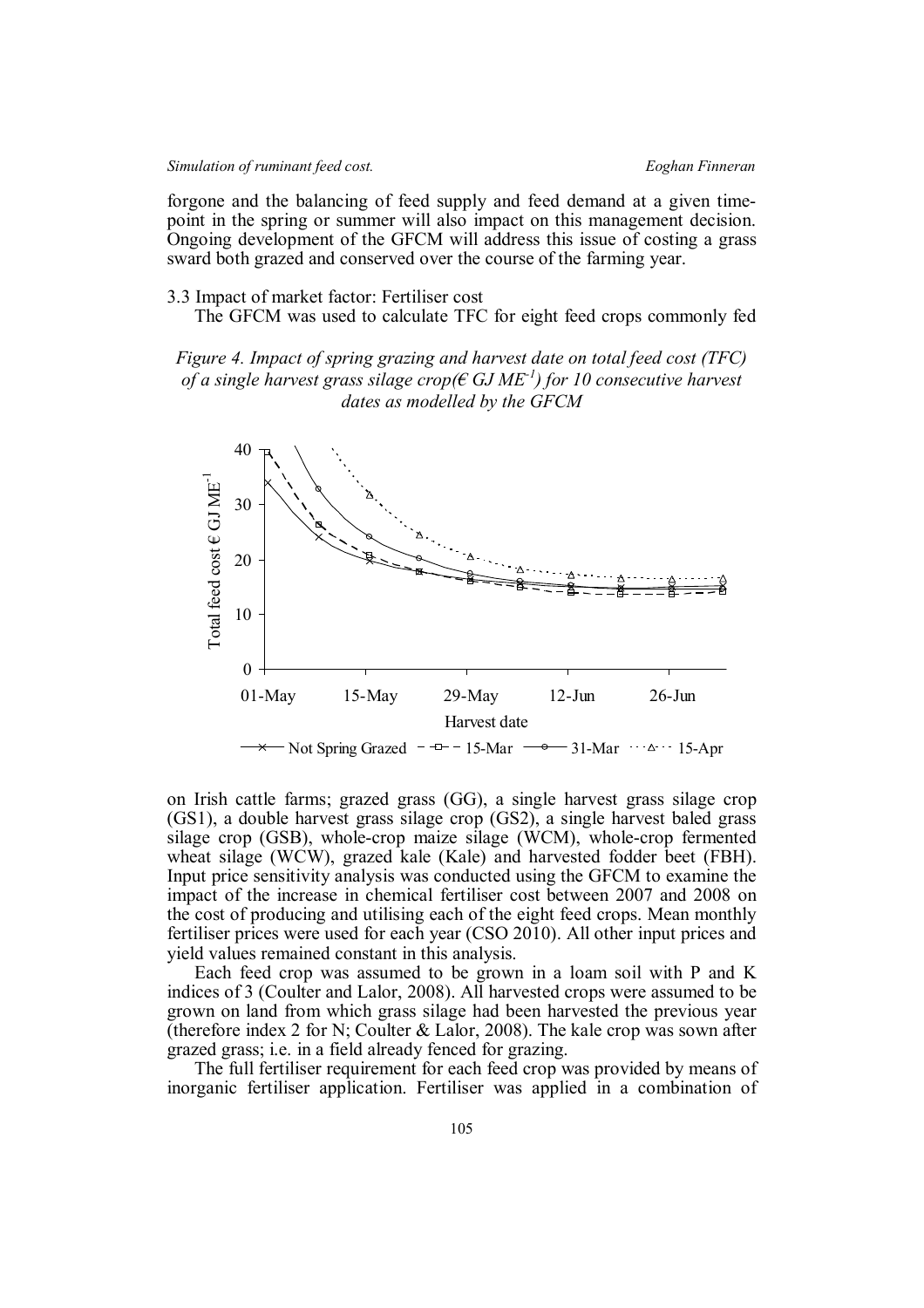forgone and the balancing of feed supply and feed demand at a given time-point in the spring or summer will also impact on this management decision. Ongoing development of the GFCM will address this issue of costing a grass sward both grazed and conserved over the course of the farming year.

### 3.3 Impact of market factor: Fertiliser cost

The GFCM was used to calculate TFC for eight feed crops commonly fed

*Figure 4. Impact of spring grazing and harvest date on total feed cost (TFC) of a single harvest grass silage crop(€ GJ ME$^{-1}$) for 10 consecutive harvest dates as modelled by the GFCM*

on Irish cattle farms; grazed grass (GG), a single harvest grass silage crop (GS1), a double harvest grass silage crop (GS2), a single harvest baled grass silage crop (GSB), whole-crop maize silage (WCM), whole-crop fermented wheat silage (WCW), grazed kale (Kale) and harvested fodder beet (FBH). Input price sensitivity analysis was conducted using the GFCM to examine the impact of the increase in chemical fertiliser cost between 2007 and 2008 on the cost of producing and utilising each of the eight feed crops. Mean monthly fertiliser prices were used for each year (CSO 2010). All other input prices and yield values remained constant in this analysis.

Each feed crop was assumed to be grown in a loam soil with P and K indices of 3 (Coulter and Lalor, 2008). All harvested crops were assumed to be grown on land from which grass silage had been harvested the previous year (therefore index 2 for N; Coulter & Lalor, 2008). The kale crop was sown after grazed grass; i.e. in a field already fenced for grazing.

The full fertiliser requirement for each feed crop was provided by means of inorganic fertiliser application. Fertiliser was applied in a combination of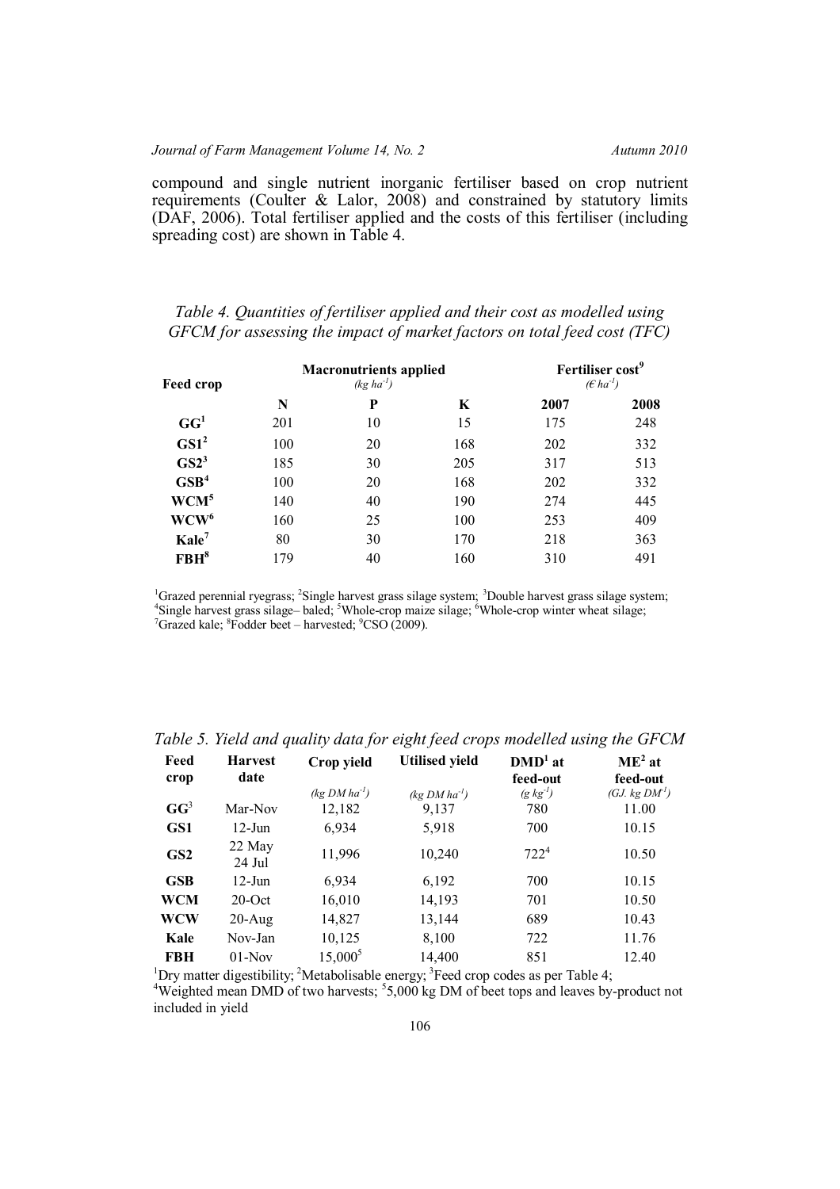compound and single nutrient inorganic fertiliser based on crop nutrient requirements (Coulter & Lalor, 2008) and constrained by statutory limits (DAF, 2006). Total fertiliser applied and the costs of this fertiliser (including spreading cost) are shown in Table 4.

*Table 4. Quantities of fertiliser applied and their cost as modelled using GFCM for assessing the impact of market factors on total feed cost (TFC)*

| Feed crop | Macronutrients applied ($kg\ ha^{-1}$) | | | Fertiliser cost[9] (€ $ha^{-1}$) | |
|---|---|---|---|---|---|
| | **N** | **P** | **K** | **2007** | **2008** |
| **GG**[1] | 201 | 10 | 15 | 175 | 248 |
| **GS1**[2] | 100 | 20 | 168 | 202 | 332 |
| **GS2**[3] | 185 | 30 | 205 | 317 | 513 |
| **GSB**[4] | 100 | 20 | 168 | 202 | 332 |
| **WCM**[5] | 140 | 40 | 190 | 274 | 445 |
| **WCW**[6] | 160 | 25 | 100 | 253 | 409 |
| **Kale**[7] | 80 | 30 | 170 | 218 | 363 |
| **FBH**[8] | 179 | 40 | 160 | 310 | 491 |

[1]Grazed perennial ryegrass; [2]Single harvest grass silage system; [3]Double harvest grass silage system; [4]Single harvest grass silage– baled; [5]Whole-crop maize silage; [6]Whole-crop winter wheat silage; [7]Grazed kale; [8]Fodder beet – harvested; [9]CSO (2009).

*Table 5. Yield and quality data for eight feed crops modelled using the GFCM*

| Feed crop | Harvest date | Crop yield ($kg\ DM\ ha^{-1}$) | Utilised yield ($kg\ DM\ ha^{-1}$) | DMD[1] at feed-out ($g\ kg^{-1}$) | ME[2] at feed-out ($GJ.\ kg\ DM^{-1}$) |
|---|---|---|---|---|---|
| **GG**[3] | Mar-Nov | 12,182 | 9,137 | 780 | 11.00 |
| **GS1** | 12-Jun | 6,934 | 5,918 | 700 | 10.15 |
| **GS2** | 22 May 24 Jul | 11,996 | 10,240 | 722[4] | 10.50 |
| **GSB** | 12-Jun | 6,934 | 6,192 | 700 | 10.15 |
| **WCM** | 20-Oct | 16,010 | 14,193 | 701 | 10.50 |
| **WCW** | 20-Aug | 14,827 | 13,144 | 689 | 10.43 |
| **Kale** | Nov-Jan | 10,125 | 8,100 | 722 | 11.76 |
| **FBH** | 01-Nov | 15,000[5] | 14,400 | 851 | 12.40 |

[1]Dry matter digestibility; [2]Metabolisable energy; [3]Feed crop codes as per Table 4; [4]Weighted mean DMD of two harvests; [5]5,000 kg DM of beet tops and leaves by-product not included in yield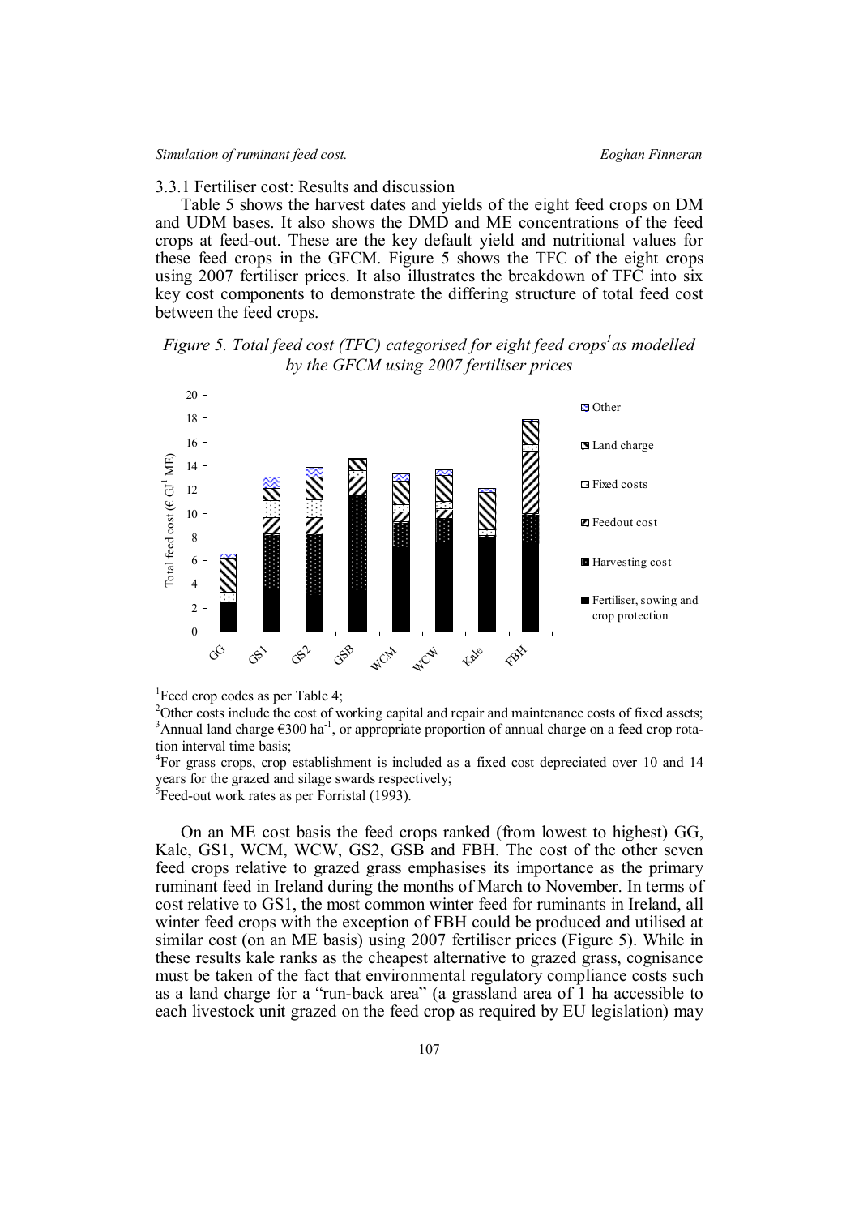### 3.3.1 Fertiliser cost: Results and discussion

Table 5 shows the harvest dates and yields of the eight feed crops on DM and UDM bases. It also shows the DMD and ME concentrations of the feed crops at feed-out. These are the key default yield and nutritional values for these feed crops in the GFCM. Figure 5 shows the TFC of the eight crops using 2007 fertiliser prices. It also illustrates the breakdown of TFC into six key cost components to demonstrate the differing structure of total feed cost between the feed crops.

*Figure 5. Total feed cost (TFC) categorised for eight feed crops[1] as modelled by the GFCM using 2007 fertiliser prices*

[1]Feed crop codes as per Table 4;
[2]Other costs include the cost of working capital and repair and maintenance costs of fixed assets;
[3]Annual land charge €300 ha$^{-1}$, or appropriate proportion of annual charge on a feed crop rotation interval time basis;
[4]For grass crops, crop establishment is included as a fixed cost depreciated over 10 and 14 years for the grazed and silage swards respectively;
[5]Feed-out work rates as per Forristal (1993).

On an ME cost basis the feed crops ranked (from lowest to highest) GG, Kale, GS1, WCM, WCW, GS2, GSB and FBH. The cost of the other seven feed crops relative to grazed grass emphasises its importance as the primary ruminant feed in Ireland during the months of March to November. In terms of cost relative to GS1, the most common winter feed for ruminants in Ireland, all winter feed crops with the exception of FBH could be produced and utilised at similar cost (on an ME basis) using 2007 fertiliser prices (Figure 5). While in these results kale ranks as the cheapest alternative to grazed grass, cognisance must be taken of the fact that environmental regulatory compliance costs such as a land charge for a "run-back area" (a grassland area of 1 ha accessible to each livestock unit grazed on the feed crop as required by EU legislation) may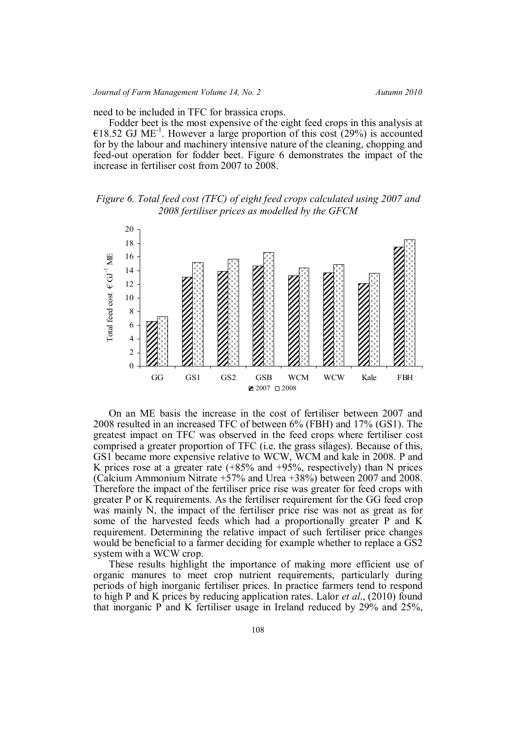need to be included in TFC for brassica crops.

Fodder beet is the most expensive of the eight feed crops in this analysis at €18.52 GJ $ME^{-1}$. However a large proportion of this cost (29%) is accounted for by the labour and machinery intensive nature of the cleaning, chopping and feed-out operation for fodder beet. Figure 6 demonstrates the impact of the increase in fertiliser cost from 2007 to 2008.

*Figure 6. Total feed cost (TFC) of eight feed crops calculated using 2007 and 2008 fertiliser prices as modelled by the GFCM*

On an ME basis the increase in the cost of fertiliser between 2007 and 2008 resulted in an increased TFC of between 6% (FBH) and 17% (GS1). The greatest impact on TFC was observed in the feed crops where fertiliser cost comprised a greater proportion of TFC (i.e. the grass silages). Because of this, GS1 became more expensive relative to WCW, WCM and kale in 2008. P and K prices rose at a greater rate (+85% and +95%, respectively) than N prices (Calcium Ammonium Nitrate +57% and Urea +38%) between 2007 and 2008. Therefore the impact of the fertiliser price rise was greater for feed crops with greater P or K requirements. As the fertiliser requirement for the GG feed crop was mainly N, the impact of the fertiliser price rise was not as great as for some of the harvested feeds which had a proportionally greater P and K requirement. Determining the relative impact of such fertiliser price changes would be beneficial to a farmer deciding for example whether to replace a GS2 system with a WCW crop.

These results highlight the importance of making more efficient use of organic manures to meet crop nutrient requirements, particularly during periods of high inorganic fertiliser prices. In practice farmers tend to respond to high P and K prices by reducing application rates. Lalor *et al*., (2010) found that inorganic P and K fertiliser usage in Ireland reduced by 29% and 25%,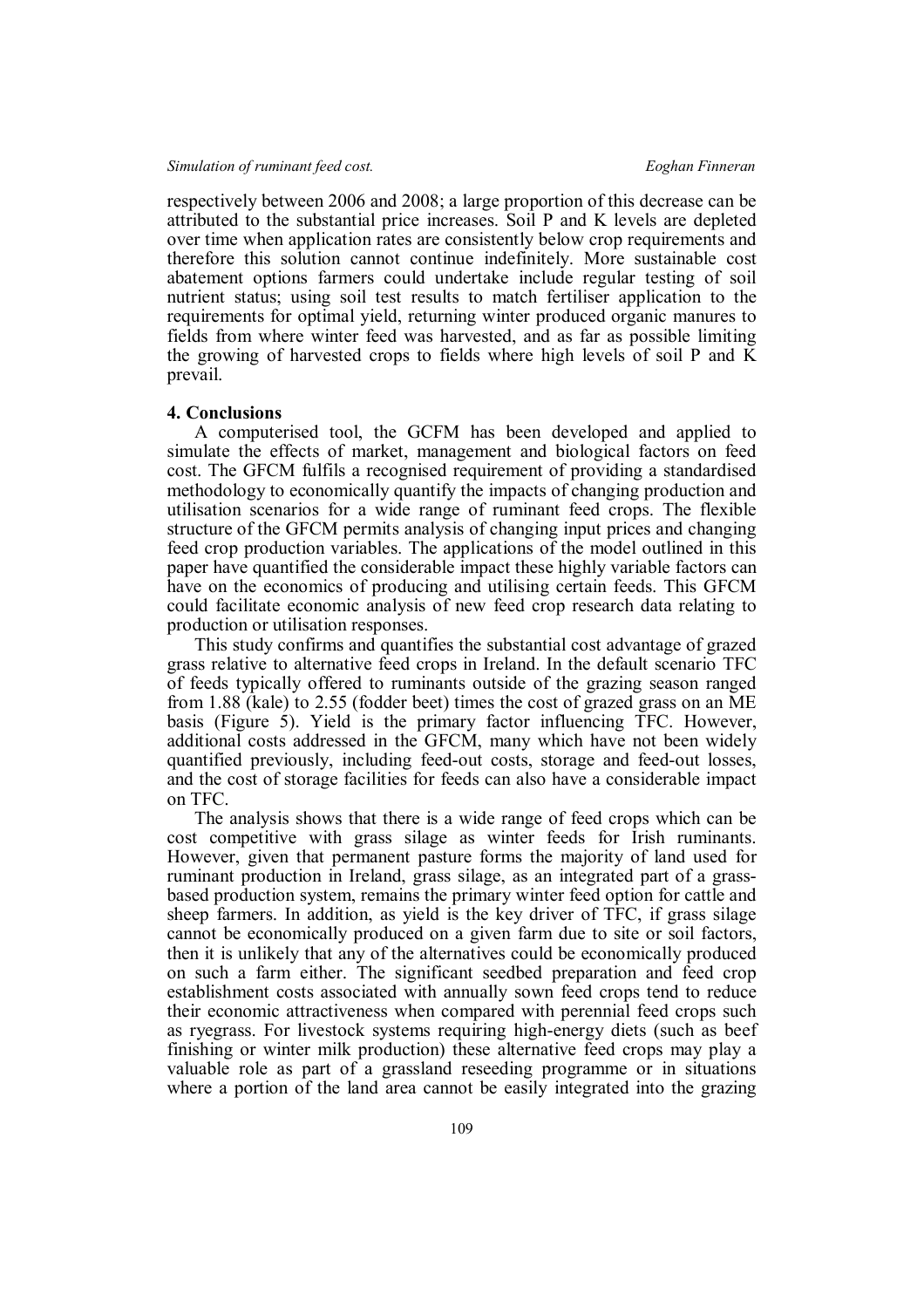respectively between 2006 and 2008; a large proportion of this decrease can be attributed to the substantial price increases. Soil P and K levels are depleted over time when application rates are consistently below crop requirements and therefore this solution cannot continue indefinitely. More sustainable cost abatement options farmers could undertake include regular testing of soil nutrient status; using soil test results to match fertiliser application to the requirements for optimal yield, returning winter produced organic manures to fields from where winter feed was harvested, and as far as possible limiting the growing of harvested crops to fields where high levels of soil P and K prevail.

## 4. Conclusions

A computerised tool, the GCFM has been developed and applied to simulate the effects of market, management and biological factors on feed cost. The GFCM fulfils a recognised requirement of providing a standardised methodology to economically quantify the impacts of changing production and utilisation scenarios for a wide range of ruminant feed crops. The flexible structure of the GFCM permits analysis of changing input prices and changing feed crop production variables. The applications of the model outlined in this paper have quantified the considerable impact these highly variable factors can have on the economics of producing and utilising certain feeds. This GFCM could facilitate economic analysis of new feed crop research data relating to production or utilisation responses.

This study confirms and quantifies the substantial cost advantage of grazed grass relative to alternative feed crops in Ireland. In the default scenario TFC of feeds typically offered to ruminants outside of the grazing season ranged from 1.88 (kale) to 2.55 (fodder beet) times the cost of grazed grass on an ME basis (Figure 5). Yield is the primary factor influencing TFC. However, additional costs addressed in the GFCM, many which have not been widely quantified previously, including feed-out costs, storage and feed-out losses, and the cost of storage facilities for feeds can also have a considerable impact on TFC.

The analysis shows that there is a wide range of feed crops which can be cost competitive with grass silage as winter feeds for Irish ruminants. However, given that permanent pasture forms the majority of land used for ruminant production in Ireland, grass silage, as an integrated part of a grass-based production system, remains the primary winter feed option for cattle and sheep farmers. In addition, as yield is the key driver of TFC, if grass silage cannot be economically produced on a given farm due to site or soil factors, then it is unlikely that any of the alternatives could be economically produced on such a farm either. The significant seedbed preparation and feed crop establishment costs associated with annually sown feed crops tend to reduce their economic attractiveness when compared with perennial feed crops such as ryegrass. For livestock systems requiring high-energy diets (such as beef finishing or winter milk production) these alternative feed crops may play a valuable role as part of a grassland reseeding programme or in situations where a portion of the land area cannot be easily integrated into the grazing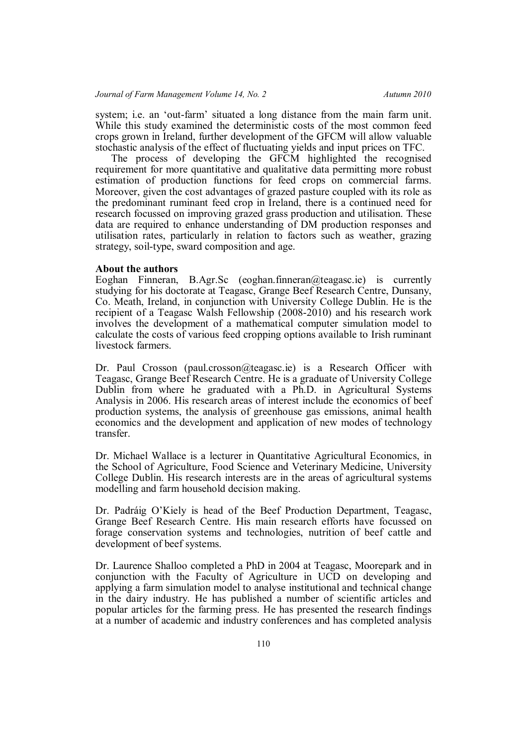system; i.e. an 'out-farm' situated a long distance from the main farm unit. While this study examined the deterministic costs of the most common feed crops grown in Ireland, further development of the GFCM will allow valuable stochastic analysis of the effect of fluctuating yields and input prices on TFC.

The process of developing the GFCM highlighted the recognised requirement for more quantitative and qualitative data permitting more robust estimation of production functions for feed crops on commercial farms. Moreover, given the cost advantages of grazed pasture coupled with its role as the predominant ruminant feed crop in Ireland, there is a continued need for research focussed on improving grazed grass production and utilisation. These data are required to enhance understanding of DM production responses and utilisation rates, particularly in relation to factors such as weather, grazing strategy, soil-type, sward composition and age.

**About the authors**

Eoghan Finneran, B.Agr.Sc (eoghan.finneran@teagasc.ie) is currently studying for his doctorate at Teagasc, Grange Beef Research Centre, Dunsany, Co. Meath, Ireland, in conjunction with University College Dublin. He is the recipient of a Teagasc Walsh Fellowship (2008-2010) and his research work involves the development of a mathematical computer simulation model to calculate the costs of various feed cropping options available to Irish ruminant livestock farmers.

Dr. Paul Crosson (paul.crosson@teagasc.ie) is a Research Officer with Teagasc, Grange Beef Research Centre. He is a graduate of University College Dublin from where he graduated with a Ph.D. in Agricultural Systems Analysis in 2006. His research areas of interest include the economics of beef production systems, the analysis of greenhouse gas emissions, animal health economics and the development and application of new modes of technology transfer.

Dr. Michael Wallace is a lecturer in Quantitative Agricultural Economics, in the School of Agriculture, Food Science and Veterinary Medicine, University College Dublin. His research interests are in the areas of agricultural systems modelling and farm household decision making.

Dr. Padráig O'Kiely is head of the Beef Production Department, Teagasc, Grange Beef Research Centre. His main research efforts have focussed on forage conservation systems and technologies, nutrition of beef cattle and development of beef systems.

Dr. Laurence Shalloo completed a PhD in 2004 at Teagasc, Moorepark and in conjunction with the Faculty of Agriculture in UCD on developing and applying a farm simulation model to analyse institutional and technical change in the dairy industry. He has published a number of scientific articles and popular articles for the farming press. He has presented the research findings at a number of academic and industry conferences and has completed analysis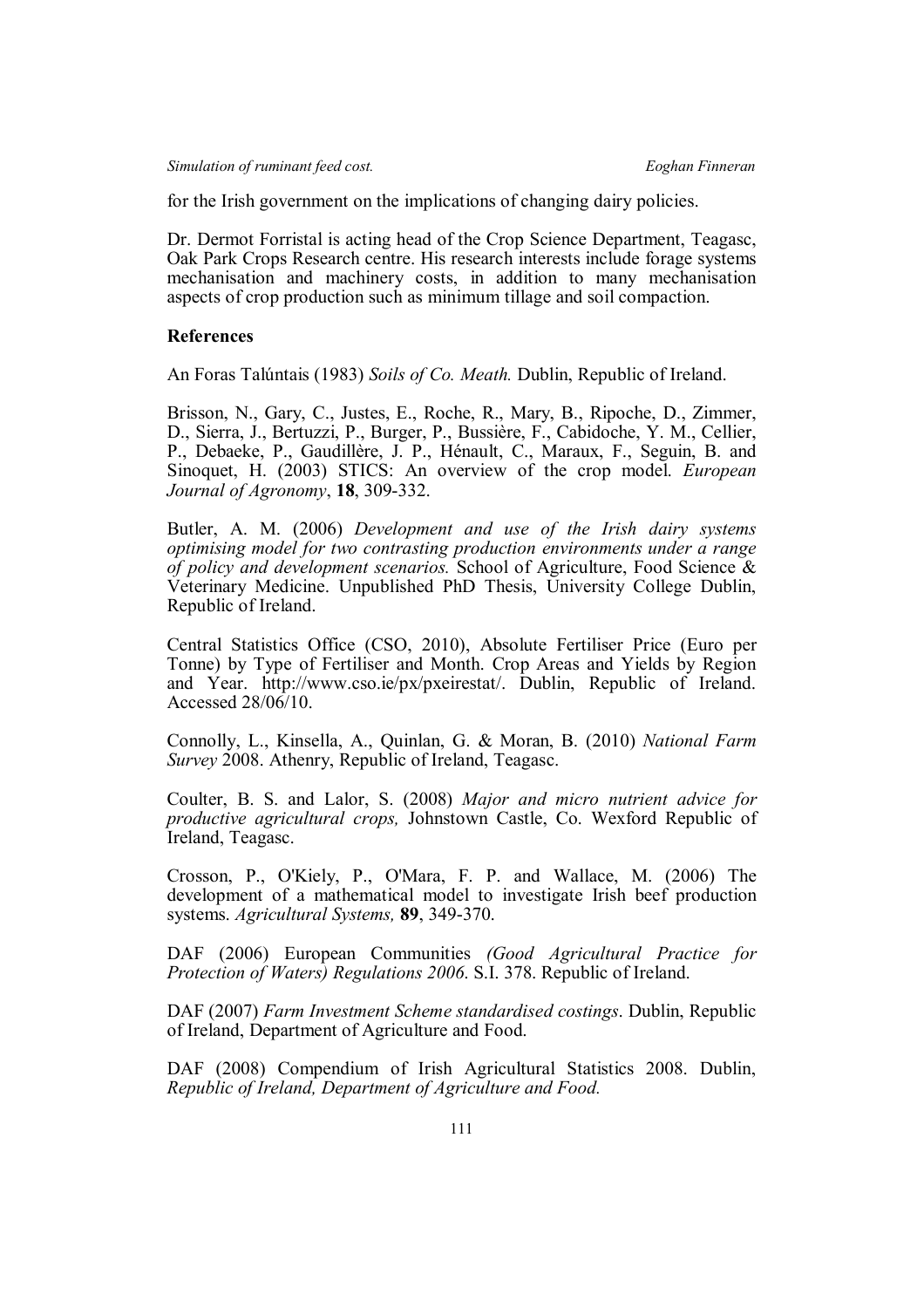for the Irish government on the implications of changing dairy policies.

Dr. Dermot Forristal is acting head of the Crop Science Department, Teagasc, Oak Park Crops Research centre. His research interests include forage systems mechanisation and machinery costs, in addition to many mechanisation aspects of crop production such as minimum tillage and soil compaction.

**References**

An Foras Talúntais (1983) *Soils of Co. Meath.* Dublin, Republic of Ireland.

Brisson, N., Gary, C., Justes, E., Roche, R., Mary, B., Ripoche, D., Zimmer, D., Sierra, J., Bertuzzi, P., Burger, P., Bussière, F., Cabidoche, Y. M., Cellier, P., Debaeke, P., Gaudillère, J. P., Hénault, C., Maraux, F., Seguin, B. and Sinoquet, H. (2003) STICS: An overview of the crop model. *European Journal of Agronomy*, **18**, 309-332.

Butler, A. M. (2006) *Development and use of the Irish dairy systems optimising model for two contrasting production environments under a range of policy and development scenarios.* School of Agriculture, Food Science & Veterinary Medicine. Unpublished PhD Thesis, University College Dublin, Republic of Ireland.

Central Statistics Office (CSO, 2010), Absolute Fertiliser Price (Euro per Tonne) by Type of Fertiliser and Month. Crop Areas and Yields by Region and Year. http://www.cso.ie/px/pxeirestat/. Dublin, Republic of Ireland. Accessed 28/06/10.

Connolly, L., Kinsella, A., Quinlan, G. & Moran, B. (2010) *National Farm Survey* 2008. Athenry, Republic of Ireland, Teagasc.

Coulter, B. S. and Lalor, S. (2008) *Major and micro nutrient advice for productive agricultural crops,* Johnstown Castle, Co. Wexford Republic of Ireland, Teagasc.

Crosson, P., O'Kiely, P., O'Mara, F. P. and Wallace, M. (2006) The development of a mathematical model to investigate Irish beef production systems. *Agricultural Systems,* **89**, 349-370.

DAF (2006) European Communities *(Good Agricultural Practice for Protection of Waters) Regulations 2006*. S.I. 378. Republic of Ireland.

DAF (2007) *Farm Investment Scheme standardised costings*. Dublin, Republic of Ireland, Department of Agriculture and Food.

DAF (2008) Compendium of Irish Agricultural Statistics 2008. Dublin, *Republic of Ireland, Department of Agriculture and Food.*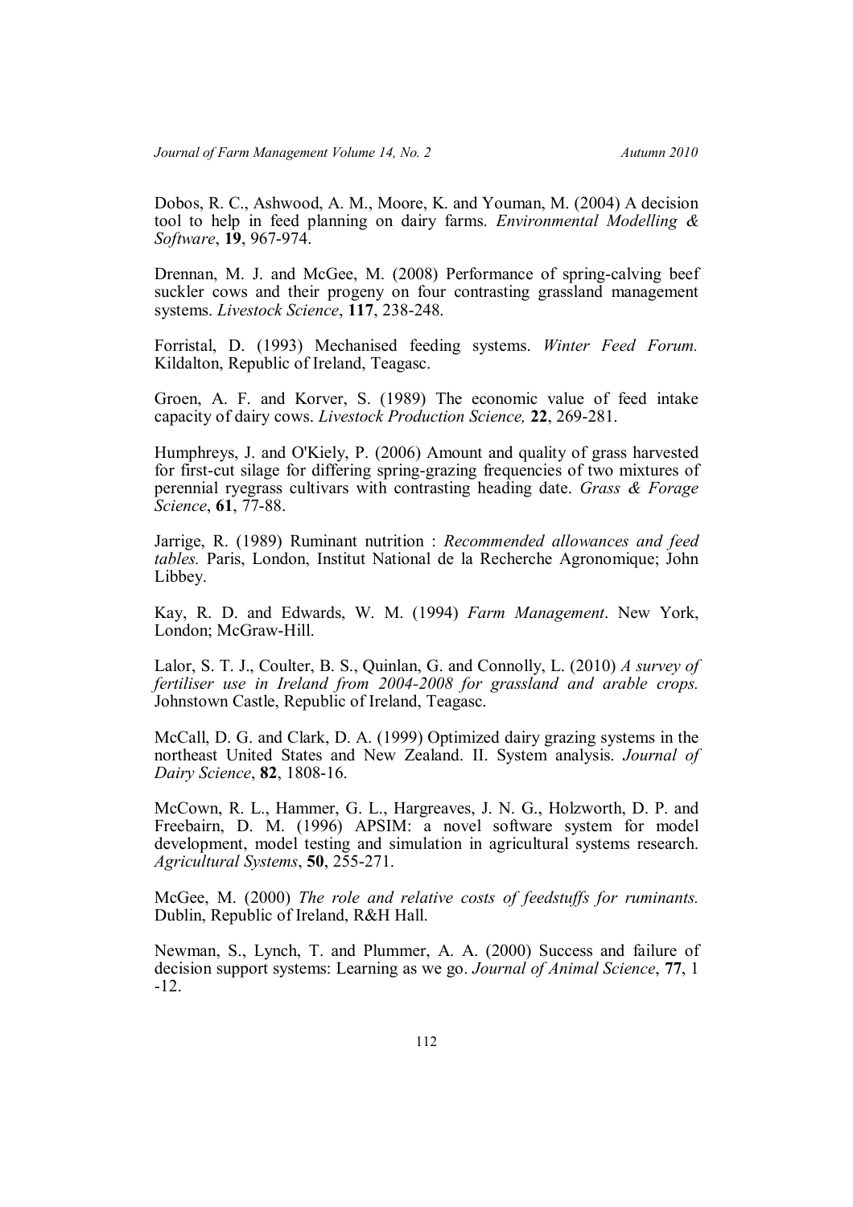Dobos, R. C., Ashwood, A. M., Moore, K. and Youman, M. (2004) A decision tool to help in feed planning on dairy farms. *Environmental Modelling & Software*, **19**, 967-974.

Drennan, M. J. and McGee, M. (2008) Performance of spring-calving beef suckler cows and their progeny on four contrasting grassland management systems. *Livestock Science*, **117**, 238-248.

Forristal, D. (1993) Mechanised feeding systems. *Winter Feed Forum.* Kildalton, Republic of Ireland, Teagasc.

Groen, A. F. and Korver, S. (1989) The economic value of feed intake capacity of dairy cows. *Livestock Production Science,* **22**, 269-281.

Humphreys, J. and O'Kiely, P. (2006) Amount and quality of grass harvested for first-cut silage for differing spring-grazing frequencies of two mixtures of perennial ryegrass cultivars with contrasting heading date. *Grass & Forage Science*, **61**, 77-88.

Jarrige, R. (1989) Ruminant nutrition : *Recommended allowances and feed tables.* Paris, London, Institut National de la Recherche Agronomique; John Libbey.

Kay, R. D. and Edwards, W. M. (1994) *Farm Management*. New York, London; McGraw-Hill.

Lalor, S. T. J., Coulter, B. S., Quinlan, G. and Connolly, L. (2010) *A survey of fertiliser use in Ireland from 2004-2008 for grassland and arable crops.* Johnstown Castle, Republic of Ireland, Teagasc.

McCall, D. G. and Clark, D. A. (1999) Optimized dairy grazing systems in the northeast United States and New Zealand. II. System analysis. *Journal of Dairy Science*, **82**, 1808-16.

McCown, R. L., Hammer, G. L., Hargreaves, J. N. G., Holzworth, D. P. and Freebairn, D. M. (1996) APSIM: a novel software system for model development, model testing and simulation in agricultural systems research. *Agricultural Systems*, **50**, 255-271.

McGee, M. (2000) *The role and relative costs of feedstuffs for ruminants.* Dublin, Republic of Ireland, R&H Hall.

Newman, S., Lynch, T. and Plummer, A. A. (2000) Success and failure of decision support systems: Learning as we go. *Journal of Animal Science*, **77**, 1 -12.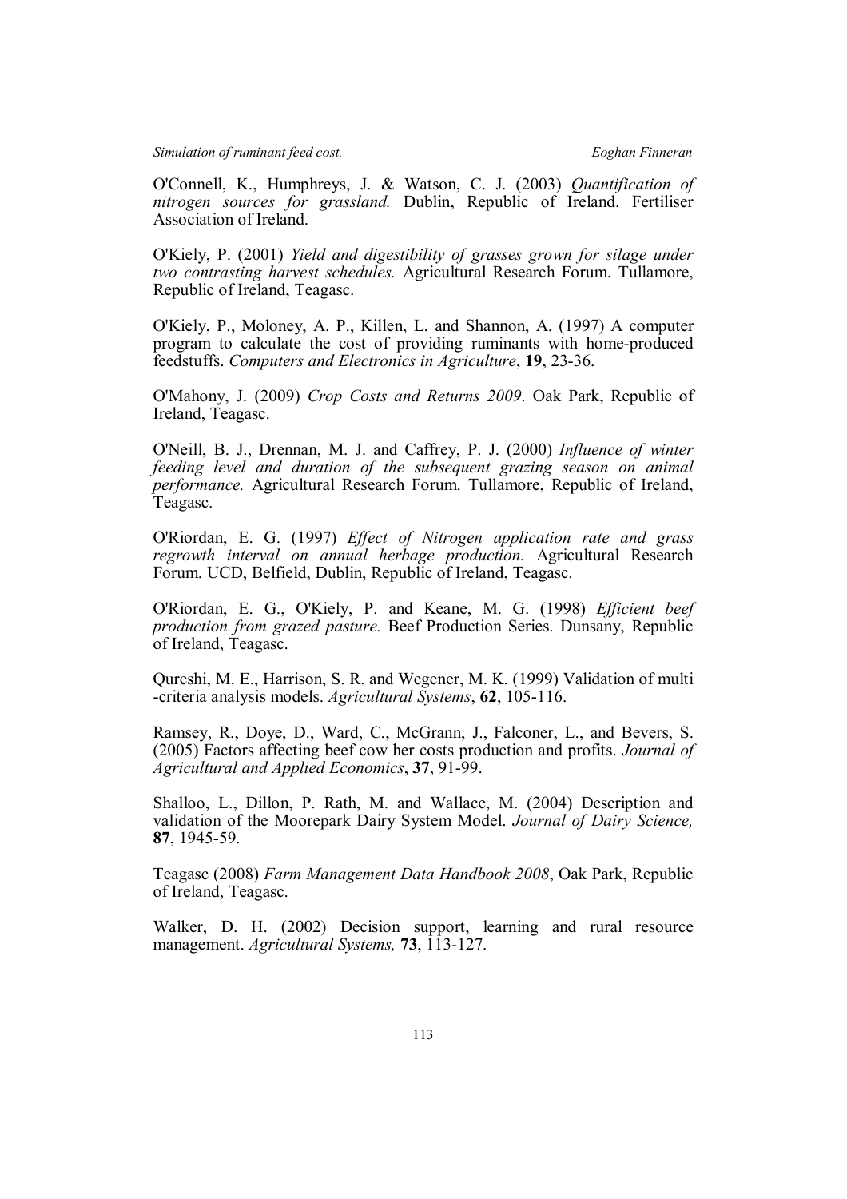O'Connell, K., Humphreys, J. & Watson, C. J. (2003) *Quantification of nitrogen sources for grassland.* Dublin, Republic of Ireland. Fertiliser Association of Ireland.

O'Kiely, P. (2001) *Yield and digestibility of grasses grown for silage under two contrasting harvest schedules.* Agricultural Research Forum. Tullamore, Republic of Ireland, Teagasc.

O'Kiely, P., Moloney, A. P., Killen, L. and Shannon, A. (1997) A computer program to calculate the cost of providing ruminants with home-produced feedstuffs. *Computers and Electronics in Agriculture*, **19**, 23-36.

O'Mahony, J. (2009) *Crop Costs and Returns 2009*. Oak Park, Republic of Ireland, Teagasc.

O'Neill, B. J., Drennan, M. J. and Caffrey, P. J. (2000) *Influence of winter feeding level and duration of the subsequent grazing season on animal performance.* Agricultural Research Forum. Tullamore, Republic of Ireland, Teagasc.

O'Riordan, E. G. (1997) *Effect of Nitrogen application rate and grass regrowth interval on annual herbage production.* Agricultural Research Forum. UCD, Belfield, Dublin, Republic of Ireland, Teagasc.

O'Riordan, E. G., O'Kiely, P. and Keane, M. G. (1998) *Efficient beef production from grazed pasture.* Beef Production Series. Dunsany, Republic of Ireland, Teagasc.

Qureshi, M. E., Harrison, S. R. and Wegener, M. K. (1999) Validation of multi -criteria analysis models. *Agricultural Systems*, **62**, 105-116.

Ramsey, R., Doye, D., Ward, C., McGrann, J., Falconer, L., and Bevers, S. (2005) Factors affecting beef cow her costs production and profits. *Journal of Agricultural and Applied Economics*, **37**, 91-99.

Shalloo, L., Dillon, P. Rath, M. and Wallace, M. (2004) Description and validation of the Moorepark Dairy System Model. *Journal of Dairy Science,* **87**, 1945-59.

Teagasc (2008) *Farm Management Data Handbook 2008*, Oak Park, Republic of Ireland, Teagasc.

Walker, D. H. (2002) Decision support, learning and rural resource management. *Agricultural Systems,* **73**, 113-127.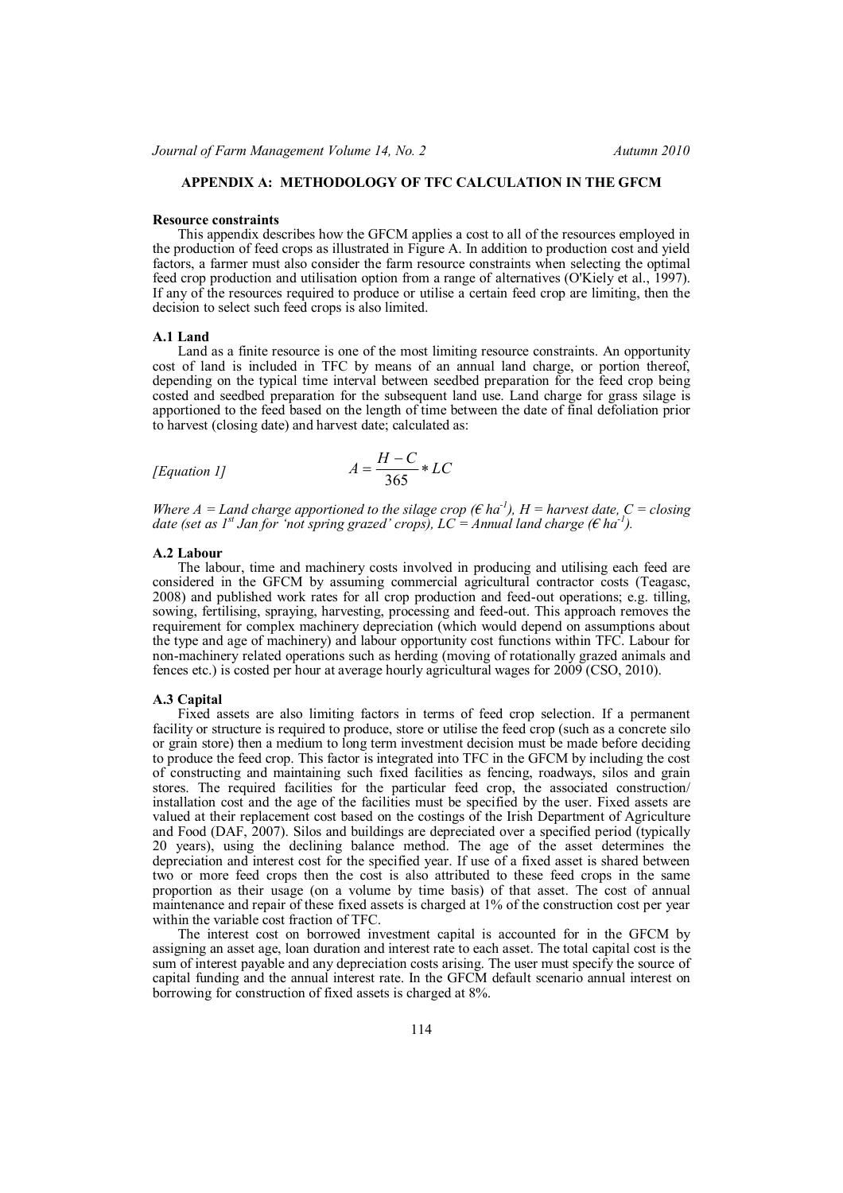## APPENDIX A: METHODOLOGY OF TFC CALCULATION IN THE GFCM

### Resource constraints

This appendix describes how the GFCM applies a cost to all of the resources employed in the production of feed crops as illustrated in Figure A. In addition to production cost and yield factors, a farmer must also consider the farm resource constraints when selecting the optimal feed crop production and utilisation option from a range of alternatives (O'Kiely et al., 1997). If any of the resources required to produce or utilise a certain feed crop are limiting, then the decision to select such feed crops is also limited.

### A.1 Land

Land as a finite resource is one of the most limiting resource constraints. An opportunity cost of land is included in TFC by means of an annual land charge, or portion thereof, depending on the typical time interval between seedbed preparation for the feed crop being costed and seedbed preparation for the subsequent land use. Land charge for grass silage is apportioned to the feed based on the length of time between the date of final defoliation prior to harvest (closing date) and harvest date; calculated as:

*[Equation 1]*

$$A = \frac{H - C}{365} * LC$$

*Where $A$ = Land charge apportioned to the silage crop (€ $ha^{-1}$), $H$ = harvest date, $C$ = closing date (set as 1st Jan for 'not spring grazed' crops), $LC$ = Annual land charge (€ $ha^{-1}$).*

### A.2 Labour

The labour, time and machinery costs involved in producing and utilising each feed are considered in the GFCM by assuming commercial agricultural contractor costs (Teagasc, 2008) and published work rates for all crop production and feed-out operations; e.g. tilling, sowing, fertilising, spraying, harvesting, processing and feed-out. This approach removes the requirement for complex machinery depreciation (which would depend on assumptions about the type and age of machinery) and labour opportunity cost functions within TFC. Labour for non-machinery related operations such as herding (moving of rotationally grazed animals and fences etc.) is costed per hour at average hourly agricultural wages for 2009 (CSO, 2010).

### A.3 Capital

Fixed assets are also limiting factors in terms of feed crop selection. If a permanent facility or structure is required to produce, store or utilise the feed crop (such as a concrete silo or grain store) then a medium to long term investment decision must be made before deciding to produce the feed crop. This factor is integrated into TFC in the GFCM by including the cost of constructing and maintaining such fixed facilities as fencing, roadways, silos and grain stores. The required facilities for the particular feed crop, the associated construction/installation cost and the age of the facilities must be specified by the user. Fixed assets are valued at their replacement cost based on the costings of the Irish Department of Agriculture and Food (DAF, 2007). Silos and buildings are depreciated over a specified period (typically 20 years), using the declining balance method. The age of the asset determines the depreciation and interest cost for the specified year. If use of a fixed asset is shared between two or more feed crops then the cost is also attributed to these feed crops in the same proportion as their usage (on a volume by time basis) of that asset. The cost of annual maintenance and repair of these fixed assets is charged at 1% of the construction cost per year within the variable cost fraction of TFC.

The interest cost on borrowed investment capital is accounted for in the GFCM by assigning an asset age, loan duration and interest rate to each asset. The total capital cost is the sum of interest payable and any depreciation costs arising. The user must specify the source of capital funding and the annual interest rate. In the GFCM default scenario annual interest on borrowing for construction of fixed assets is charged at 8%.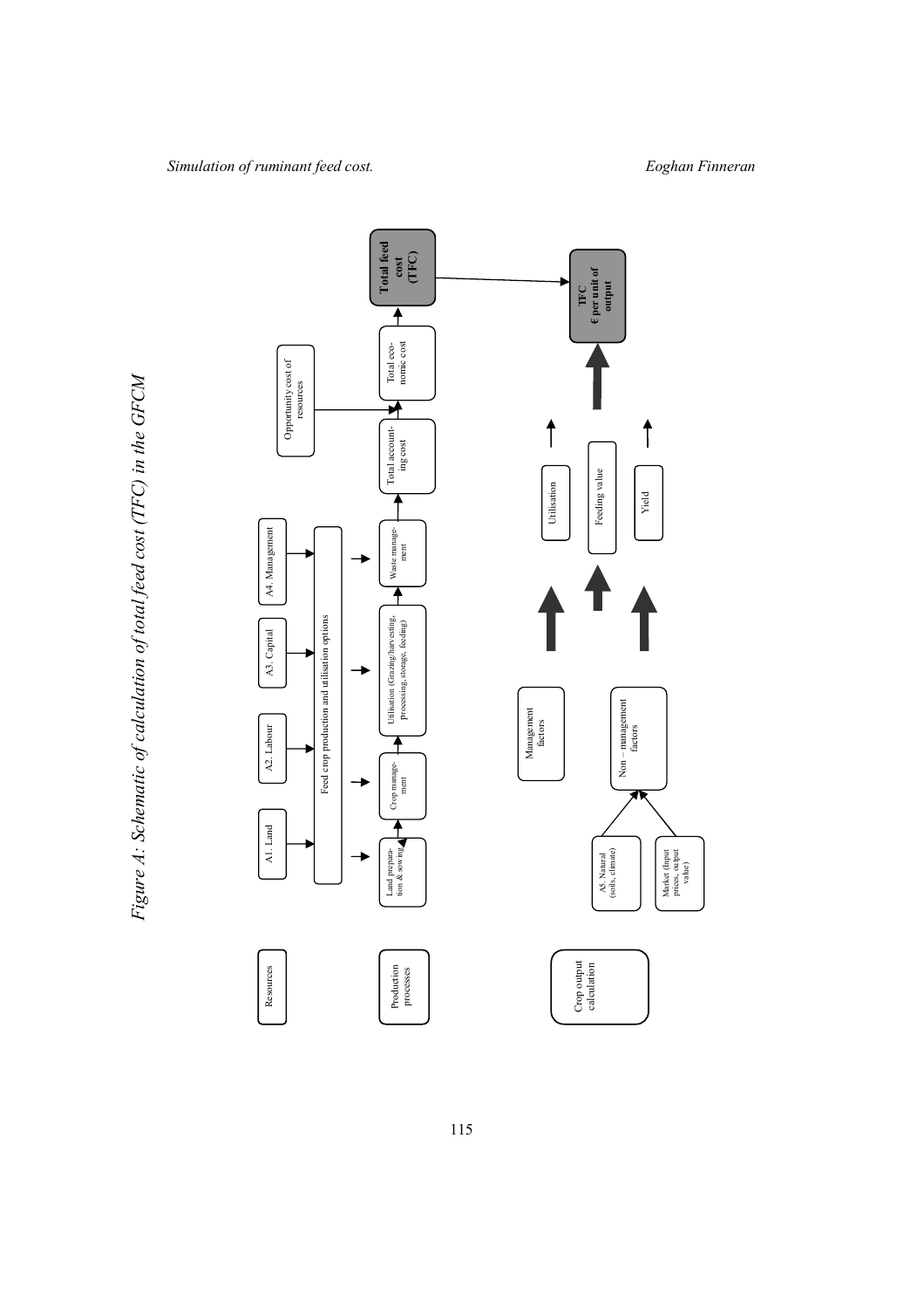*Figure A: Schematic of calculation of total feed cost (TFC) in the GFCM*

Resources

A1. Land

A2. Labour

A3. Capital

A4. Management

Feed crop production and utilisation options

Opportunity cost of resources

Production processes

Land preparation & sowing

Crop management

Utilisation (Grazing/harvesting, processing, storage, feeding)

Waste management

Total accounting cost

Total economic cost

**Total feed cost (TFC)**

Crop output calculation

Management factors

Non – management factors

A5. Natural (soils, climate)

Market (Input prices, output value)

Utilisation

Feeding value

Yield

**TFC € per unit of output**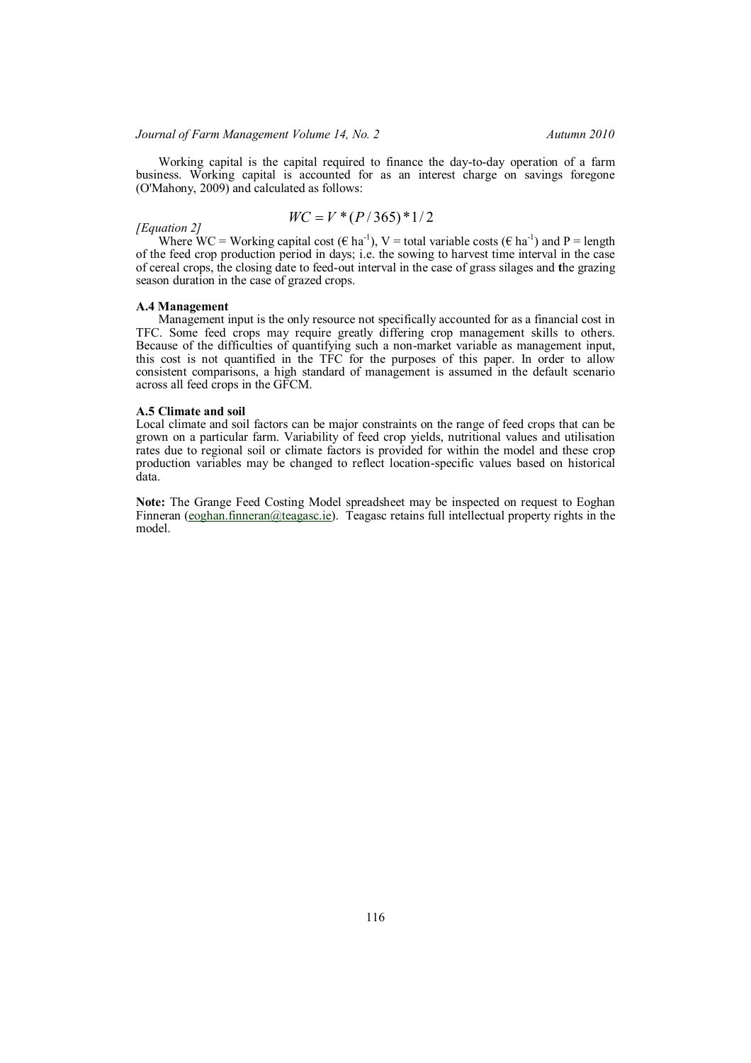Working capital is the capital required to finance the day-to-day operation of a farm business. Working capital is accounted for as an interest charge on savings foregone (O'Mahony, 2009) and calculated as follows:

*[Equation 2]*

$$WC = V * (P / 365) * 1/2$$

Where WC = Working capital cost (€ ha$^{-1}$), V = total variable costs (€ ha$^{-1}$) and P = length of the feed crop production period in days; i.e. the sowing to harvest time interval in the case of cereal crops, the closing date to feed-out interval in the case of grass silages and the grazing season duration in the case of grazed crops.

### A.4 Management

Management input is the only resource not specifically accounted for as a financial cost in TFC. Some feed crops may require greatly differing crop management skills to others. Because of the difficulties of quantifying such a non-market variable as management input, this cost is not quantified in the TFC for the purposes of this paper. In order to allow consistent comparisons, a high standard of management is assumed in the default scenario across all feed crops in the GFCM.

### A.5 Climate and soil

Local climate and soil factors can be major constraints on the range of feed crops that can be grown on a particular farm. Variability of feed crop yields, nutritional values and utilisation rates due to regional soil or climate factors is provided for within the model and these crop production variables may be changed to reflect location-specific values based on historical data.

**Note:** The Grange Feed Costing Model spreadsheet may be inspected on request to Eoghan Finneran (eoghan.finneran@teagasc.ie). Teagasc retains full intellectual property rights in the model.